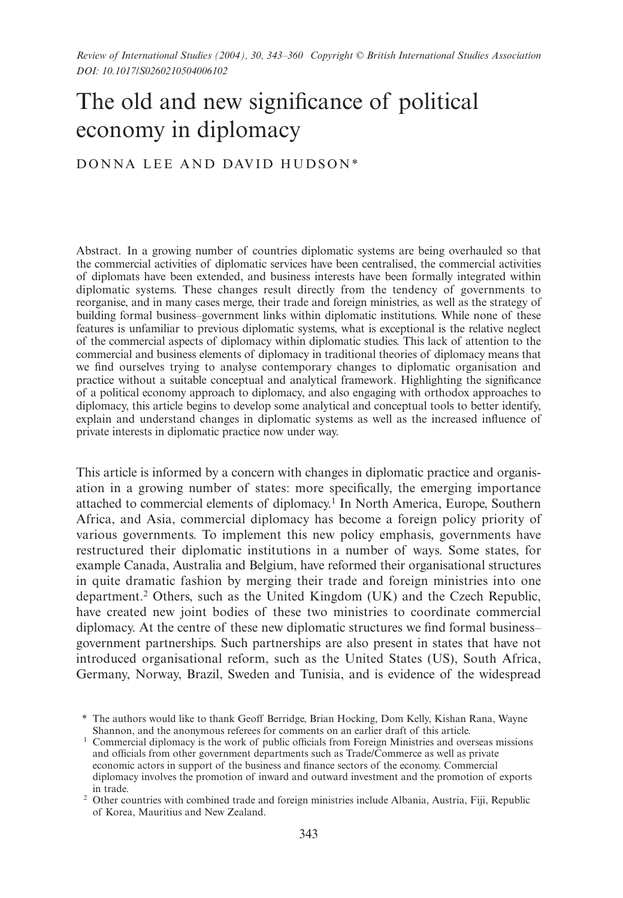# The old and new significance of political economy in diplomacy

DONNA LEE AND DAVID HUDSON*

Abstract. In a growing number of countries diplomatic systems are being overhauled so that the commercial activities of diplomatic services have been centralised, the commercial activities of diplomats have been extended, and business interests have been formally integrated within diplomatic systems. These changes result directly from the tendency of governments to reorganise, and in many cases merge, their trade and foreign ministries, as well as the strategy of building formal business–government links within diplomatic institutions. While none of these features is unfamiliar to previous diplomatic systems, what is exceptional is the relative neglect of the commercial aspects of diplomacy within diplomatic studies. This lack of attention to the commercial and business elements of diplomacy in traditional theories of diplomacy means that we find ourselves trying to analyse contemporary changes to diplomatic organisation and practice without a suitable conceptual and analytical framework. Highlighting the significance of a political economy approach to diplomacy, and also engaging with orthodox approaches to diplomacy, this article begins to develop some analytical and conceptual tools to better identify, explain and understand changes in diplomatic systems as well as the increased influence of private interests in diplomatic practice now under way.

This article is informed by a concern with changes in diplomatic practice and organisation in a growing number of states: more specifically, the emerging importance attached to commercial elements of diplomacy.[1] In North America, Europe, Southern Africa, and Asia, commercial diplomacy has become a foreign policy priority of various governments. To implement this new policy emphasis, governments have restructured their diplomatic institutions in a number of ways. Some states, for example Canada, Australia and Belgium, have reformed their organisational structures in quite dramatic fashion by merging their trade and foreign ministries into one department.[2] Others, such as the United Kingdom (UK) and the Czech Republic, have created new joint bodies of these two ministries to coordinate commercial diplomacy. At the centre of these new diplomatic structures we find formal business–government partnerships. Such partnerships are also present in states that have not introduced organisational reform, such as the United States (US), South Africa, Germany, Norway, Brazil, Sweden and Tunisia, and is evidence of the widespread

\* The authors would like to thank Geoff Berridge, Brian Hocking, Dom Kelly, Kishan Rana, Wayne Shannon, and the anonymous referees for comments on an earlier draft of this article.

[1] Commercial diplomacy is the work of public officials from Foreign Ministries and overseas missions and officials from other government departments such as Trade/Commerce as well as private economic actors in support of the business and finance sectors of the economy. Commercial diplomacy involves the promotion of inward and outward investment and the promotion of exports in trade.

[2] Other countries with combined trade and foreign ministries include Albania, Austria, Fiji, Republic of Korea, Mauritius and New Zealand.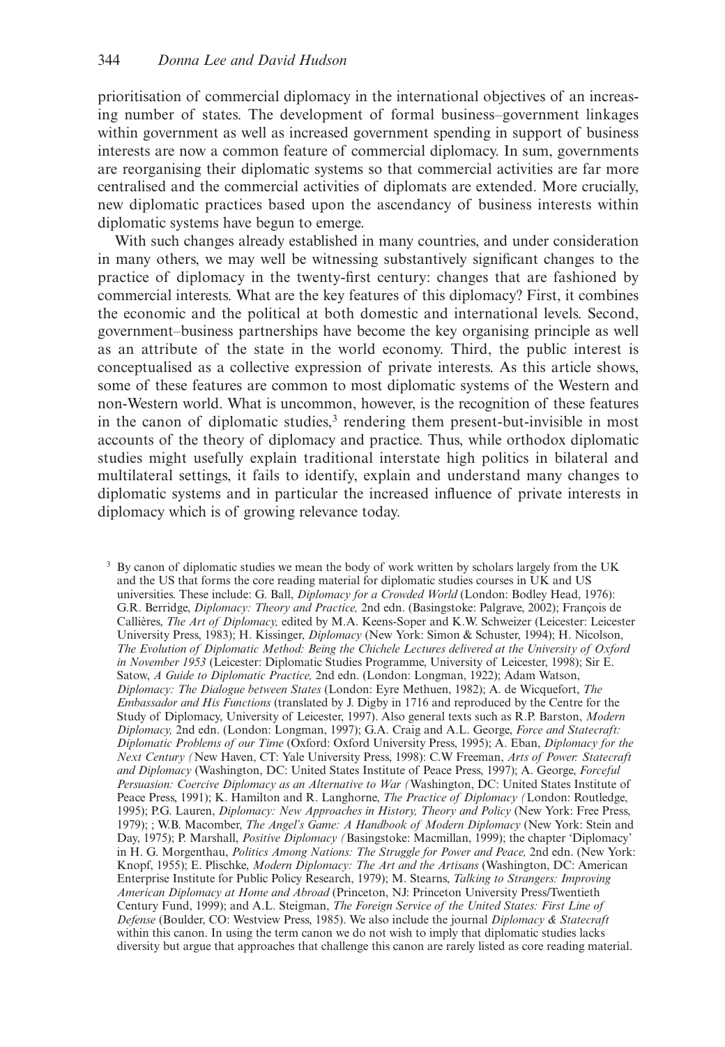prioritisation of commercial diplomacy in the international objectives of an increasing number of states. The development of formal business–government linkages within government as well as increased government spending in support of business interests are now a common feature of commercial diplomacy. In sum, governments are reorganising their diplomatic systems so that commercial activities are far more centralised and the commercial activities of diplomats are extended. More crucially, new diplomatic practices based upon the ascendancy of business interests within diplomatic systems have begun to emerge.

With such changes already established in many countries, and under consideration in many others, we may well be witnessing substantively significant changes to the practice of diplomacy in the twenty-first century: changes that are fashioned by commercial interests. What are the key features of this diplomacy? First, it combines the economic and the political at both domestic and international levels. Second, government–business partnerships have become the key organising principle as well as an attribute of the state in the world economy. Third, the public interest is conceptualised as a collective expression of private interests. As this article shows, some of these features are common to most diplomatic systems of the Western and non-Western world. What is uncommon, however, is the recognition of these features in the canon of diplomatic studies,[3] rendering them present-but-invisible in most accounts of the theory of diplomacy and practice. Thus, while orthodox diplomatic studies might usefully explain traditional interstate high politics in bilateral and multilateral settings, it fails to identify, explain and understand many changes to diplomatic systems and in particular the increased influence of private interests in diplomacy which is of growing relevance today.

[3] By canon of diplomatic studies we mean the body of work written by scholars largely from the UK and the US that forms the core reading material for diplomatic studies courses in UK and US universities. These include: G. Ball, *Diplomacy for a Crowded World* (London: Bodley Head, 1976): G.R. Berridge, *Diplomacy: Theory and Practice,* 2nd edn. (Basingstoke: Palgrave, 2002); François de Callières, *The Art of Diplomacy,* edited by M.A. Keens-Soper and K.W. Schweizer (Leicester: Leicester University Press, 1983); H. Kissinger, *Diplomacy* (New York: Simon & Schuster, 1994); H. Nicolson, *The Evolution of Diplomatic Method: Being the Chichele Lectures delivered at the University of Oxford in November 1953* (Leicester: Diplomatic Studies Programme, University of Leicester, 1998); Sir E. Satow, *A Guide to Diplomatic Practice,* 2nd edn. (London: Longman, 1922); Adam Watson, *Diplomacy: The Dialogue between States* (London: Eyre Methuen, 1982); A. de Wicquefort, *The Embassador and His Functions* (translated by J. Digby in 1716 and reproduced by the Centre for the Study of Diplomacy, University of Leicester, 1997). Also general texts such as R.P. Barston, *Modern Diplomacy,* 2nd edn. (London: Longman, 1997); G.A. Craig and A.L. George, *Force and Statecraft: Diplomatic Problems of our Time* (Oxford: Oxford University Press, 1995); A. Eban, *Diplomacy for the Next Century (*New Haven, CT: Yale University Press, 1998): C.W Freeman, *Arts of Power: Statecraft and Diplomacy* (Washington, DC: United States Institute of Peace Press, 1997); A. George, *Forceful Persuasion: Coercive Diplomacy as an Alternative to War (*Washington, DC: United States Institute of Peace Press, 1991); K. Hamilton and R. Langhorne, *The Practice of Diplomacy (*London: Routledge, 1995); P.G. Lauren, *Diplomacy: New Approaches in History, Theory and Policy* (New York: Free Press, 1979); ; W.B. Macomber, *The Angel's Game: A Handbook of Modern Diplomacy* (New York: Stein and Day, 1975); P. Marshall, *Positive Diplomacy (*Basingstoke: Macmillan, 1999); the chapter 'Diplomacy' in H. G. Morgenthau, *Politics Among Nations: The Struggle for Power and Peace,* 2nd edn. (New York: Knopf, 1955); E. Plischke, *Modern Diplomacy: The Art and the Artisans* (Washington, DC: American Enterprise Institute for Public Policy Research, 1979); M. Stearns, *Talking to Strangers: Improving American Diplomacy at Home and Abroad* (Princeton, NJ: Princeton University Press/Twentieth Century Fund, 1999); and A.L. Steigman, *The Foreign Service of the United States: First Line of Defense* (Boulder, CO: Westview Press, 1985). We also include the journal *Diplomacy & Statecraft* within this canon. In using the term canon we do not wish to imply that diplomatic studies lacks diversity but argue that approaches that challenge this canon are rarely listed as core reading material.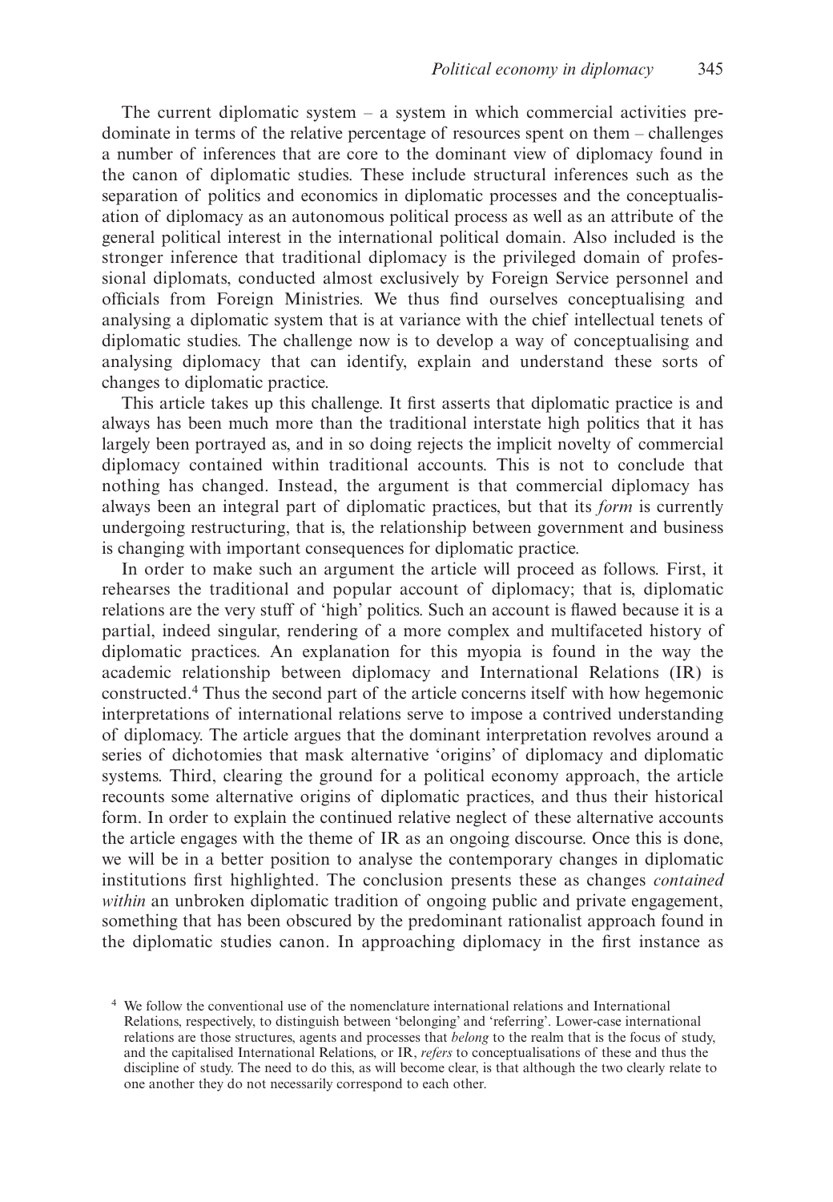The current diplomatic system – a system in which commercial activities predominate in terms of the relative percentage of resources spent on them – challenges a number of inferences that are core to the dominant view of diplomacy found in the canon of diplomatic studies. These include structural inferences such as the separation of politics and economics in diplomatic processes and the conceptualisation of diplomacy as an autonomous political process as well as an attribute of the general political interest in the international political domain. Also included is the stronger inference that traditional diplomacy is the privileged domain of professional diplomats, conducted almost exclusively by Foreign Service personnel and officials from Foreign Ministries. We thus find ourselves conceptualising and analysing a diplomatic system that is at variance with the chief intellectual tenets of diplomatic studies. The challenge now is to develop a way of conceptualising and analysing diplomacy that can identify, explain and understand these sorts of changes to diplomatic practice.

This article takes up this challenge. It first asserts that diplomatic practice is and always has been much more than the traditional interstate high politics that it has largely been portrayed as, and in so doing rejects the implicit novelty of commercial diplomacy contained within traditional accounts. This is not to conclude that nothing has changed. Instead, the argument is that commercial diplomacy has always been an integral part of diplomatic practices, but that its *form* is currently undergoing restructuring, that is, the relationship between government and business is changing with important consequences for diplomatic practice.

In order to make such an argument the article will proceed as follows. First, it rehearses the traditional and popular account of diplomacy; that is, diplomatic relations are the very stuff of 'high' politics. Such an account is flawed because it is a partial, indeed singular, rendering of a more complex and multifaceted history of diplomatic practices. An explanation for this myopia is found in the way the academic relationship between diplomacy and International Relations (IR) is constructed.[4] Thus the second part of the article concerns itself with how hegemonic interpretations of international relations serve to impose a contrived understanding of diplomacy. The article argues that the dominant interpretation revolves around a series of dichotomies that mask alternative 'origins' of diplomacy and diplomatic systems. Third, clearing the ground for a political economy approach, the article recounts some alternative origins of diplomatic practices, and thus their historical form. In order to explain the continued relative neglect of these alternative accounts the article engages with the theme of IR as an ongoing discourse. Once this is done, we will be in a better position to analyse the contemporary changes in diplomatic institutions first highlighted. The conclusion presents these as changes *contained within* an unbroken diplomatic tradition of ongoing public and private engagement, something that has been obscured by the predominant rationalist approach found in the diplomatic studies canon. In approaching diplomacy in the first instance as

[4] We follow the conventional use of the nomenclature international relations and International Relations, respectively, to distinguish between 'belonging' and 'referring'. Lower-case international relations are those structures, agents and processes that *belong* to the realm that is the focus of study, and the capitalised International Relations, or IR, *refers* to conceptualisations of these and thus the discipline of study. The need to do this, as will become clear, is that although the two clearly relate to one another they do not necessarily correspond to each other.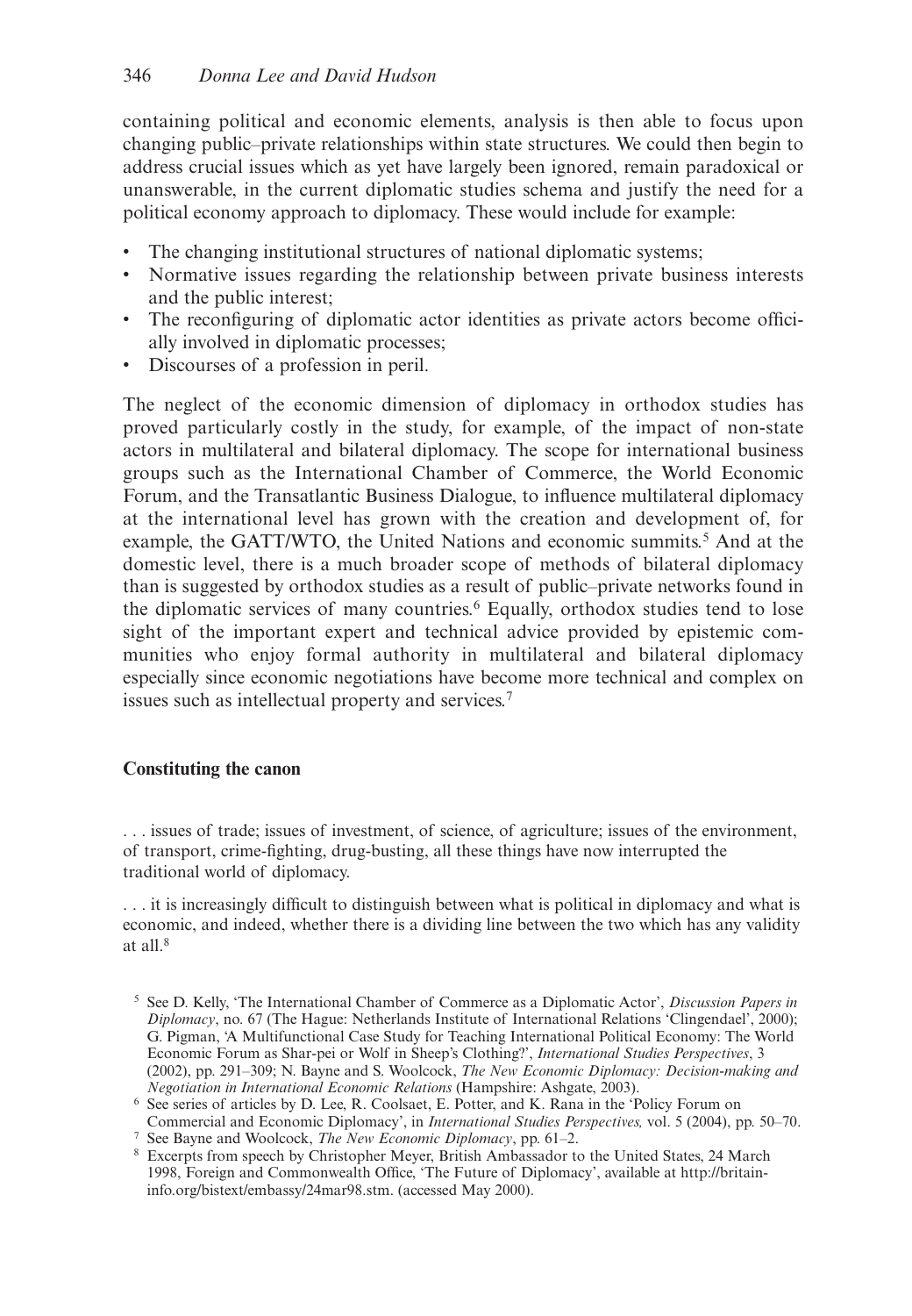containing political and economic elements, analysis is then able to focus upon changing public–private relationships within state structures. We could then begin to address crucial issues which as yet have largely been ignored, remain paradoxical or unanswerable, in the current diplomatic studies schema and justify the need for a political economy approach to diplomacy. These would include for example:

- The changing institutional structures of national diplomatic systems;
- Normative issues regarding the relationship between private business interests and the public interest;
- The reconfiguring of diplomatic actor identities as private actors become officially involved in diplomatic processes;
- Discourses of a profession in peril.

The neglect of the economic dimension of diplomacy in orthodox studies has proved particularly costly in the study, for example, of the impact of non-state actors in multilateral and bilateral diplomacy. The scope for international business groups such as the International Chamber of Commerce, the World Economic Forum, and the Transatlantic Business Dialogue, to influence multilateral diplomacy at the international level has grown with the creation and development of, for example, the GATT/WTO, the United Nations and economic summits.[5] And at the domestic level, there is a much broader scope of methods of bilateral diplomacy than is suggested by orthodox studies as a result of public–private networks found in the diplomatic services of many countries.[6] Equally, orthodox studies tend to lose sight of the important expert and technical advice provided by epistemic communities who enjoy formal authority in multilateral and bilateral diplomacy especially since economic negotiations have become more technical and complex on issues such as intellectual property and services.[7]

## Constituting the canon

> . . . issues of trade; issues of investment, of science, of agriculture; issues of the environment, of transport, crime-fighting, drug-busting, all these things have now interrupted the traditional world of diplomacy.
>
> . . . it is increasingly difficult to distinguish between what is political in diplomacy and what is economic, and indeed, whether there is a dividing line between the two which has any validity at all.[8]

[5] See D. Kelly, 'The International Chamber of Commerce as a Diplomatic Actor', *Discussion Papers in Diplomacy*, no. 67 (The Hague: Netherlands Institute of International Relations 'Clingendael', 2000); G. Pigman, 'A Multifunctional Case Study for Teaching International Political Economy: The World Economic Forum as Shar-pei or Wolf in Sheep's Clothing?', *International Studies Perspectives*, 3 (2002), pp. 291–309; N. Bayne and S. Woolcock, *The New Economic Diplomacy: Decision-making and Negotiation in International Economic Relations* (Hampshire: Ashgate, 2003).

[6] See series of articles by D. Lee, R. Coolsaet, E. Potter, and K. Rana in the 'Policy Forum on Commercial and Economic Diplomacy', in *International Studies Perspectives,* vol. 5 (2004), pp. 50–70.

[7] See Bayne and Woolcock, *The New Economic Diplomacy*, pp. 61–2.

[8] Excerpts from speech by Christopher Meyer, British Ambassador to the United States, 24 March 1998, Foreign and Commonwealth Office, 'The Future of Diplomacy', available at http://britain-info.org/bistext/embassy/24mar98.stm. (accessed May 2000).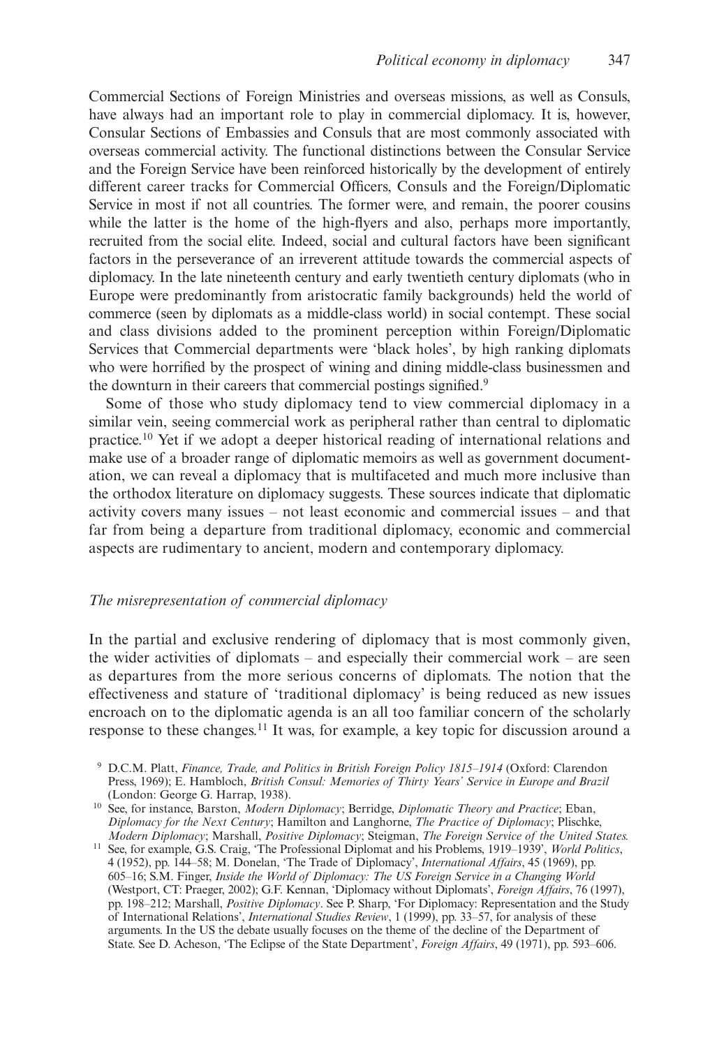Commercial Sections of Foreign Ministries and overseas missions, as well as Consuls, have always had an important role to play in commercial diplomacy. It is, however, Consular Sections of Embassies and Consuls that are most commonly associated with overseas commercial activity. The functional distinctions between the Consular Service and the Foreign Service have been reinforced historically by the development of entirely different career tracks for Commercial Officers, Consuls and the Foreign/Diplomatic Service in most if not all countries. The former were, and remain, the poorer cousins while the latter is the home of the high-flyers and also, perhaps more importantly, recruited from the social elite. Indeed, social and cultural factors have been significant factors in the perseverance of an irreverent attitude towards the commercial aspects of diplomacy. In the late nineteenth century and early twentieth century diplomats (who in Europe were predominantly from aristocratic family backgrounds) held the world of commerce (seen by diplomats as a middle-class world) in social contempt. These social and class divisions added to the prominent perception within Foreign/Diplomatic Services that Commercial departments were 'black holes', by high ranking diplomats who were horrified by the prospect of wining and dining middle-class businessmen and the downturn in their careers that commercial postings signified.[9]

Some of those who study diplomacy tend to view commercial diplomacy in a similar vein, seeing commercial work as peripheral rather than central to diplomatic practice.[10] Yet if we adopt a deeper historical reading of international relations and make use of a broader range of diplomatic memoirs as well as government documentation, we can reveal a diplomacy that is multifaceted and much more inclusive than the orthodox literature on diplomacy suggests. These sources indicate that diplomatic activity covers many issues – not least economic and commercial issues – and that far from being a departure from traditional diplomacy, economic and commercial aspects are rudimentary to ancient, modern and contemporary diplomacy.

## *The misrepresentation of commercial diplomacy*

In the partial and exclusive rendering of diplomacy that is most commonly given, the wider activities of diplomats – and especially their commercial work – are seen as departures from the more serious concerns of diplomats. The notion that the effectiveness and stature of 'traditional diplomacy' is being reduced as new issues encroach on to the diplomatic agenda is an all too familiar concern of the scholarly response to these changes.[11] It was, for example, a key topic for discussion around a

[9] D.C.M. Platt, *Finance, Trade, and Politics in British Foreign Policy 1815–1914* (Oxford: Clarendon Press, 1969); E. Hambloch, *British Consul: Memories of Thirty Years' Service in Europe and Brazil* (London: George G. Harrap, 1938).

[10] See, for instance, Barston, *Modern Diplomacy*; Berridge, *Diplomatic Theory and Practice*; Eban, *Diplomacy for the Next Century*; Hamilton and Langhorne, *The Practice of Diplomacy*; Plischke, *Modern Diplomacy*; Marshall, *Positive Diplomacy*; Steigman, *The Foreign Service of the United States.*

[11] See, for example, G.S. Craig, 'The Professional Diplomat and his Problems, 1919–1939', *World Politics*, 4 (1952), pp. 144–58; M. Donelan, 'The Trade of Diplomacy', *International Affairs*, 45 (1969), pp. 605–16; S.M. Finger, *Inside the World of Diplomacy: The US Foreign Service in a Changing World* (Westport, CT: Praeger, 2002); G.F. Kennan, 'Diplomacy without Diplomats', *Foreign Affairs*, 76 (1997), pp. 198–212; Marshall, *Positive Diplomacy*. See P. Sharp, 'For Diplomacy: Representation and the Study of International Relations', *International Studies Review*, 1 (1999), pp. 33–57, for analysis of these arguments. In the US the debate usually focuses on the theme of the decline of the Department of State. See D. Acheson, 'The Eclipse of the State Department', *Foreign Affairs*, 49 (1971), pp. 593–606.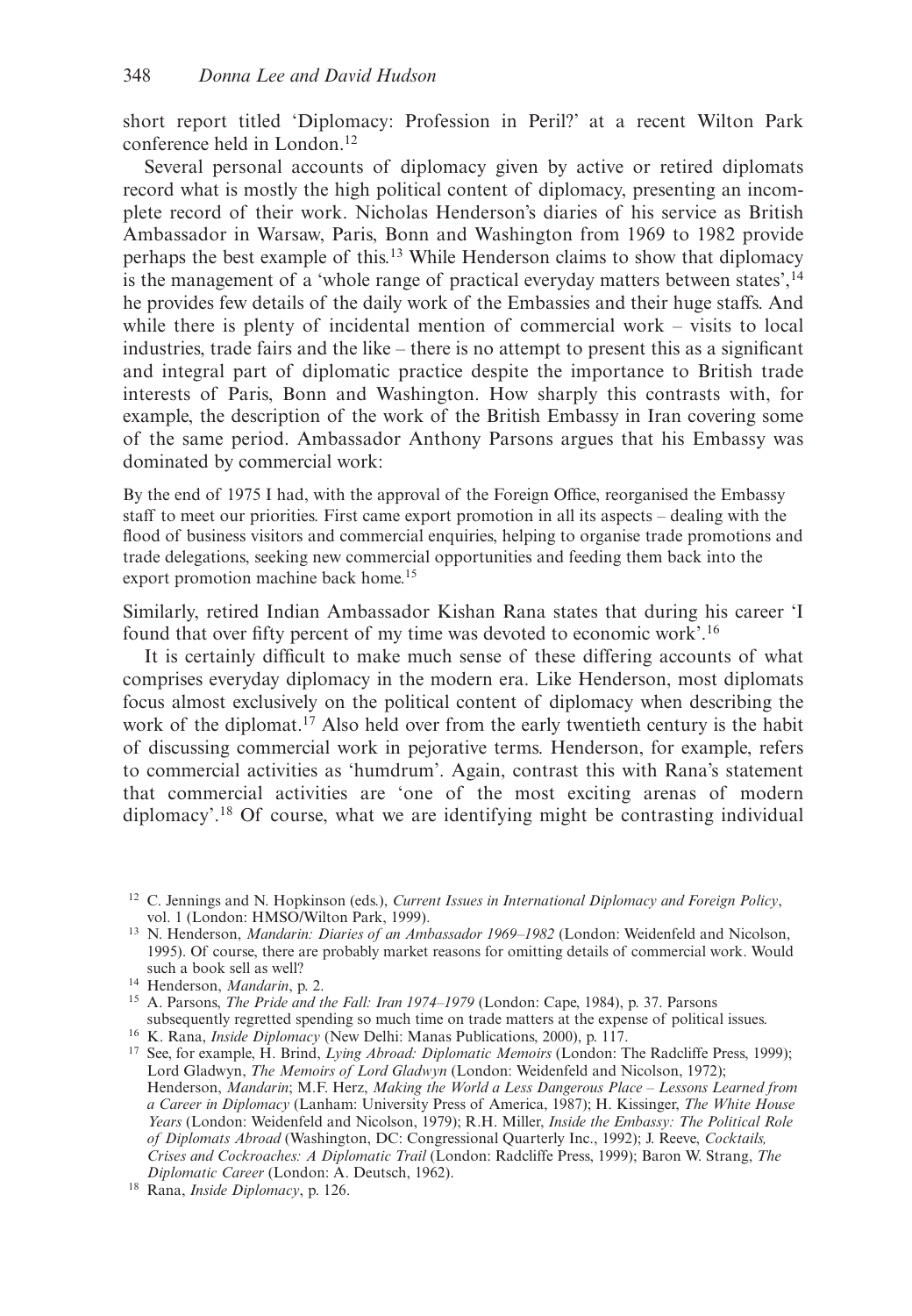short report titled 'Diplomacy: Profession in Peril?' at a recent Wilton Park conference held in London.[12]

Several personal accounts of diplomacy given by active or retired diplomats record what is mostly the high political content of diplomacy, presenting an incomplete record of their work. Nicholas Henderson's diaries of his service as British Ambassador in Warsaw, Paris, Bonn and Washington from 1969 to 1982 provide perhaps the best example of this.[13] While Henderson claims to show that diplomacy is the management of a 'whole range of practical everyday matters between states',[14] he provides few details of the daily work of the Embassies and their huge staffs. And while there is plenty of incidental mention of commercial work – visits to local industries, trade fairs and the like – there is no attempt to present this as a significant and integral part of diplomatic practice despite the importance to British trade interests of Paris, Bonn and Washington. How sharply this contrasts with, for example, the description of the work of the British Embassy in Iran covering some of the same period. Ambassador Anthony Parsons argues that his Embassy was dominated by commercial work:

> By the end of 1975 I had, with the approval of the Foreign Office, reorganised the Embassy staff to meet our priorities. First came export promotion in all its aspects – dealing with the flood of business visitors and commercial enquiries, helping to organise trade promotions and trade delegations, seeking new commercial opportunities and feeding them back into the export promotion machine back home.[15]

Similarly, retired Indian Ambassador Kishan Rana states that during his career 'I found that over fifty percent of my time was devoted to economic work'.[16]

It is certainly difficult to make much sense of these differing accounts of what comprises everyday diplomacy in the modern era. Like Henderson, most diplomats focus almost exclusively on the political content of diplomacy when describing the work of the diplomat.[17] Also held over from the early twentieth century is the habit of discussing commercial work in pejorative terms. Henderson, for example, refers to commercial activities as 'humdrum'. Again, contrast this with Rana's statement that commercial activities are 'one of the most exciting arenas of modern diplomacy'.[18] Of course, what we are identifying might be contrasting individual

---

[12] C. Jennings and N. Hopkinson (eds.), *Current Issues in International Diplomacy and Foreign Policy*, vol. 1 (London: HMSO/Wilton Park, 1999).

[13] N. Henderson, *Mandarin: Diaries of an Ambassador 1969–1982* (London: Weidenfeld and Nicolson, 1995). Of course, there are probably market reasons for omitting details of commercial work. Would such a book sell as well?

[14] Henderson, *Mandarin*, p. 2.

[15] A. Parsons, *The Pride and the Fall: Iran 1974–1979* (London: Cape, 1984), p. 37. Parsons subsequently regretted spending so much time on trade matters at the expense of political issues.

[16] K. Rana, *Inside Diplomacy* (New Delhi: Manas Publications, 2000), p. 117.

[17] See, for example, H. Brind, *Lying Abroad: Diplomatic Memoirs* (London: The Radcliffe Press, 1999); Lord Gladwyn, *The Memoirs of Lord Gladwyn* (London: Weidenfeld and Nicolson, 1972); Henderson, *Mandarin*; M.F. Herz, *Making the World a Less Dangerous Place – Lessons Learned from a Career in Diplomacy* (Lanham: University Press of America, 1987); H. Kissinger, *The White House Years* (London: Weidenfeld and Nicolson, 1979); R.H. Miller, *Inside the Embassy: The Political Role of Diplomats Abroad* (Washington, DC: Congressional Quarterly Inc., 1992); J. Reeve, *Cocktails, Crises and Cockroaches: A Diplomatic Trail* (London: Radcliffe Press, 1999); Baron W. Strang, *The Diplomatic Career* (London: A. Deutsch, 1962).

[18] Rana, *Inside Diplomacy*, p. 126.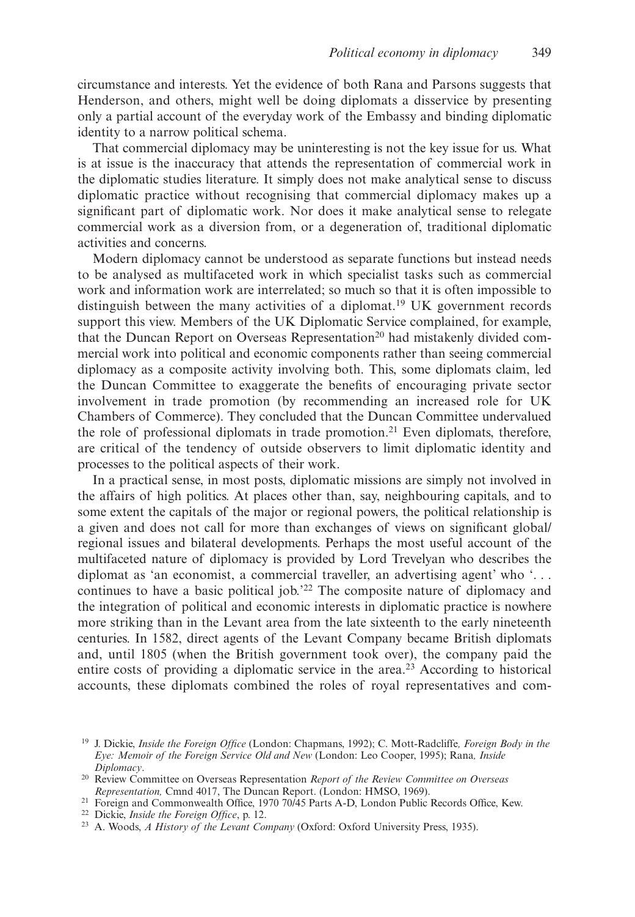circumstance and interests. Yet the evidence of both Rana and Parsons suggests that Henderson, and others, might well be doing diplomats a disservice by presenting only a partial account of the everyday work of the Embassy and binding diplomatic identity to a narrow political schema.

That commercial diplomacy may be uninteresting is not the key issue for us. What is at issue is the inaccuracy that attends the representation of commercial work in the diplomatic studies literature. It simply does not make analytical sense to discuss diplomatic practice without recognising that commercial diplomacy makes up a significant part of diplomatic work. Nor does it make analytical sense to relegate commercial work as a diversion from, or a degeneration of, traditional diplomatic activities and concerns.

Modern diplomacy cannot be understood as separate functions but instead needs to be analysed as multifaceted work in which specialist tasks such as commercial work and information work are interrelated; so much so that it is often impossible to distinguish between the many activities of a diplomat.[19] UK government records support this view. Members of the UK Diplomatic Service complained, for example, that the Duncan Report on Overseas Representation[20] had mistakenly divided commercial work into political and economic components rather than seeing commercial diplomacy as a composite activity involving both. This, some diplomats claim, led the Duncan Committee to exaggerate the benefits of encouraging private sector involvement in trade promotion (by recommending an increased role for UK Chambers of Commerce). They concluded that the Duncan Committee undervalued the role of professional diplomats in trade promotion.[21] Even diplomats, therefore, are critical of the tendency of outside observers to limit diplomatic identity and processes to the political aspects of their work.

In a practical sense, in most posts, diplomatic missions are simply not involved in the affairs of high politics. At places other than, say, neighbouring capitals, and to some extent the capitals of the major or regional powers, the political relationship is a given and does not call for more than exchanges of views on significant global/regional issues and bilateral developments. Perhaps the most useful account of the multifaceted nature of diplomacy is provided by Lord Trevelyan who describes the diplomat as 'an economist, a commercial traveller, an advertising agent' who '. . . continues to have a basic political job.'[22] The composite nature of diplomacy and the integration of political and economic interests in diplomatic practice is nowhere more striking than in the Levant area from the late sixteenth to the early nineteenth centuries. In 1582, direct agents of the Levant Company became British diplomats and, until 1805 (when the British government took over), the company paid the entire costs of providing a diplomatic service in the area.[23] According to historical accounts, these diplomats combined the roles of royal representatives and com-

[19] J. Dickie, *Inside the Foreign Office* (London: Chapmans, 1992); C. Mott-Radcliffe, *Foreign Body in the Eye: Memoir of the Foreign Service Old and New* (London: Leo Cooper, 1995); Rana, *Inside Diplomacy*.

[20] Review Committee on Overseas Representation *Report of the Review Committee on Overseas Representation,* Cmnd 4017, The Duncan Report. (London: HMSO, 1969).

[21] Foreign and Commonwealth Office, 1970 70/45 Parts A-D, London Public Records Office, Kew.

[22] Dickie, *Inside the Foreign Office*, p. 12.

[23] A. Woods, *A History of the Levant Company* (Oxford: Oxford University Press, 1935).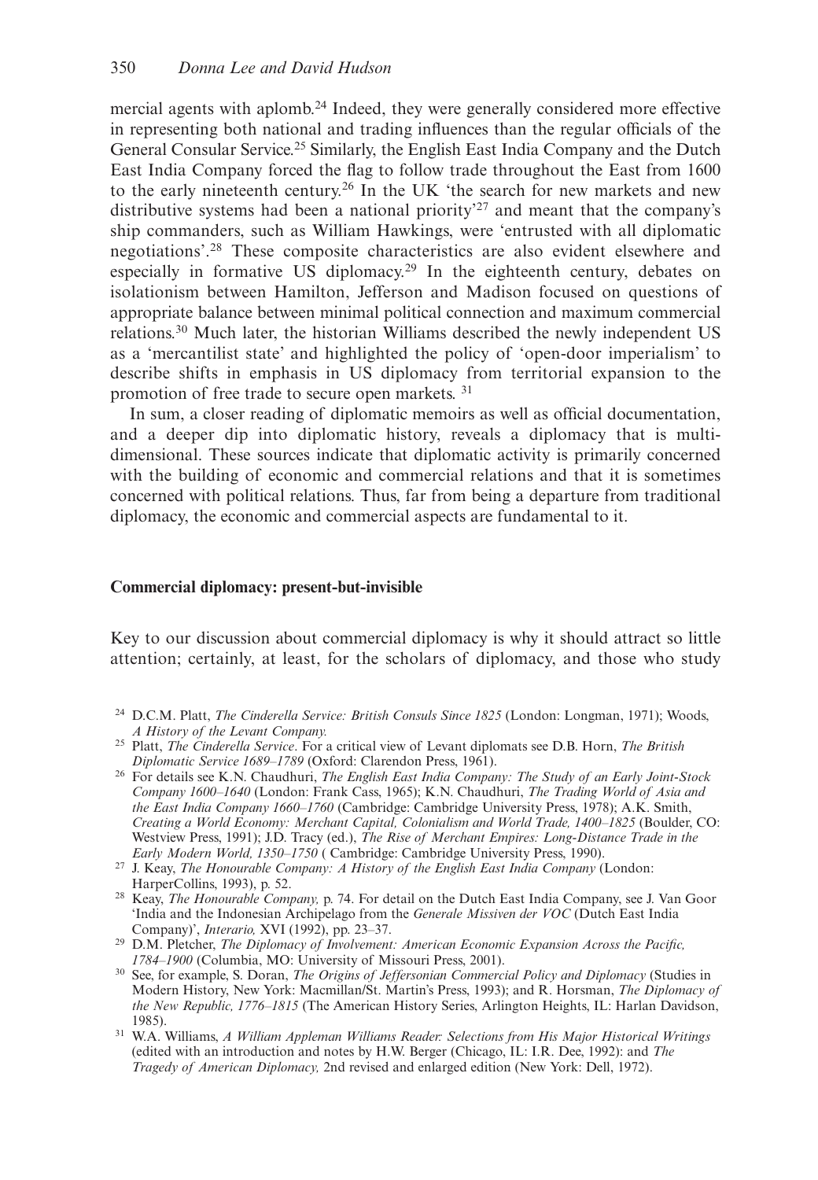mercial agents with aplomb.[24] Indeed, they were generally considered more effective in representing both national and trading influences than the regular officials of the General Consular Service.[25] Similarly, the English East India Company and the Dutch East India Company forced the flag to follow trade throughout the East from 1600 to the early nineteenth century.[26] In the UK 'the search for new markets and new distributive systems had been a national priority'[27] and meant that the company's ship commanders, such as William Hawkings, were 'entrusted with all diplomatic negotiations'.[28] These composite characteristics are also evident elsewhere and especially in formative US diplomacy.[29] In the eighteenth century, debates on isolationism between Hamilton, Jefferson and Madison focused on questions of appropriate balance between minimal political connection and maximum commercial relations.[30] Much later, the historian Williams described the newly independent US as a 'mercantilist state' and highlighted the policy of 'open-door imperialism' to describe shifts in emphasis in US diplomacy from territorial expansion to the promotion of free trade to secure open markets. [31]

In sum, a closer reading of diplomatic memoirs as well as official documentation, and a deeper dip into diplomatic history, reveals a diplomacy that is multi-dimensional. These sources indicate that diplomatic activity is primarily concerned with the building of economic and commercial relations and that it is sometimes concerned with political relations. Thus, far from being a departure from traditional diplomacy, the economic and commercial aspects are fundamental to it.

### Commercial diplomacy: present-but-invisible

Key to our discussion about commercial diplomacy is why it should attract so little attention; certainly, at least, for the scholars of diplomacy, and those who study

[24] D.C.M. Platt, *The Cinderella Service: British Consuls Since 1825* (London: Longman, 1971); Woods, *A History of the Levant Company.*

[25] Platt, *The Cinderella Service*. For a critical view of Levant diplomats see D.B. Horn, *The British Diplomatic Service 1689–1789* (Oxford: Clarendon Press, 1961).

[26] For details see K.N. Chaudhuri, *The English East India Company: The Study of an Early Joint-Stock Company 1600–1640* (London: Frank Cass, 1965); K.N. Chaudhuri, *The Trading World of Asia and the East India Company 1660–1760* (Cambridge: Cambridge University Press, 1978); A.K. Smith, *Creating a World Economy: Merchant Capital, Colonialism and World Trade, 1400–1825* (Boulder, CO: Westview Press, 1991); J.D. Tracy (ed.), *The Rise of Merchant Empires: Long-Distance Trade in the Early Modern World, 1350–1750* ( Cambridge: Cambridge University Press, 1990).

[27] J. Keay, *The Honourable Company: A History of the English East India Company* (London: HarperCollins, 1993), p. 52.

[28] Keay, *The Honourable Company,* p. 74. For detail on the Dutch East India Company, see J. Van Goor 'India and the Indonesian Archipelago from the *Generale Missiven der VOC* (Dutch East India Company)', *Interario,* XVI (1992), pp. 23–37.

[29] D.M. Pletcher, *The Diplomacy of Involvement: American Economic Expansion Across the Pacific, 1784–1900* (Columbia, MO: University of Missouri Press, 2001).

[30] See, for example, S. Doran, *The Origins of Jeffersonian Commercial Policy and Diplomacy* (Studies in Modern History, New York: Macmillan/St. Martin's Press, 1993); and R. Horsman, *The Diplomacy of the New Republic, 1776–1815* (The American History Series, Arlington Heights, IL: Harlan Davidson, 1985).

[31] W.A. Williams, *A William Appleman Williams Reader: Selections from His Major Historical Writings* (edited with an introduction and notes by H.W. Berger (Chicago, IL: I.R. Dee, 1992): and *The Tragedy of American Diplomacy,* 2nd revised and enlarged edition (New York: Dell, 1972).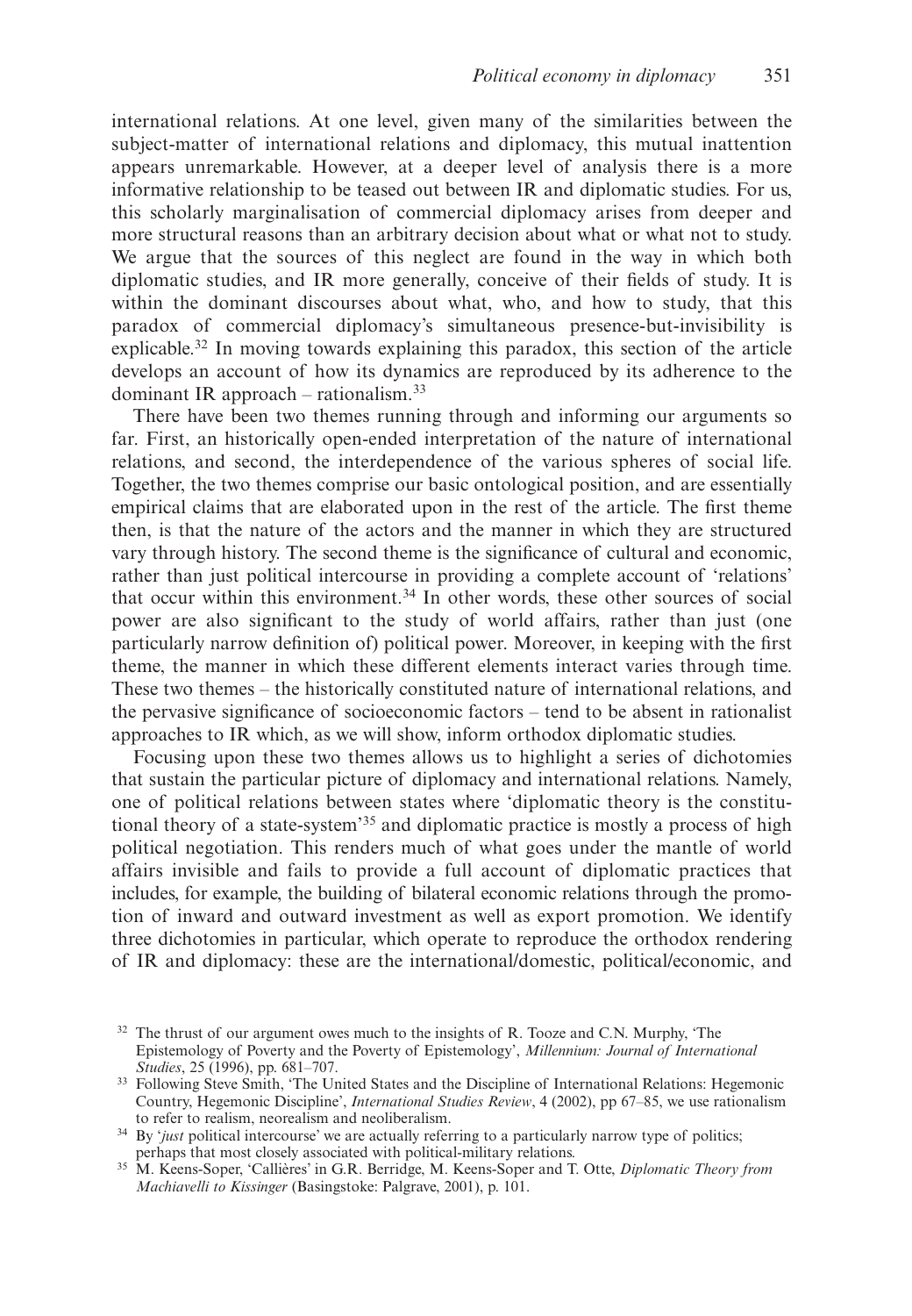international relations. At one level, given many of the similarities between the subject-matter of international relations and diplomacy, this mutual inattention appears unremarkable. However, at a deeper level of analysis there is a more informative relationship to be teased out between IR and diplomatic studies. For us, this scholarly marginalisation of commercial diplomacy arises from deeper and more structural reasons than an arbitrary decision about what or what not to study. We argue that the sources of this neglect are found in the way in which both diplomatic studies, and IR more generally, conceive of their fields of study. It is within the dominant discourses about what, who, and how to study, that this paradox of commercial diplomacy's simultaneous presence-but-invisibility is explicable.[32] In moving towards explaining this paradox, this section of the article develops an account of how its dynamics are reproduced by its adherence to the dominant IR approach – rationalism.[33]

There have been two themes running through and informing our arguments so far. First, an historically open-ended interpretation of the nature of international relations, and second, the interdependence of the various spheres of social life. Together, the two themes comprise our basic ontological position, and are essentially empirical claims that are elaborated upon in the rest of the article. The first theme then, is that the nature of the actors and the manner in which they are structured vary through history. The second theme is the significance of cultural and economic, rather than just political intercourse in providing a complete account of 'relations' that occur within this environment.[34] In other words, these other sources of social power are also significant to the study of world affairs, rather than just (one particularly narrow definition of) political power. Moreover, in keeping with the first theme, the manner in which these different elements interact varies through time. These two themes – the historically constituted nature of international relations, and the pervasive significance of socioeconomic factors – tend to be absent in rationalist approaches to IR which, as we will show, inform orthodox diplomatic studies.

Focusing upon these two themes allows us to highlight a series of dichotomies that sustain the particular picture of diplomacy and international relations. Namely, one of political relations between states where 'diplomatic theory is the constitutional theory of a state-system'[35] and diplomatic practice is mostly a process of high political negotiation. This renders much of what goes under the mantle of world affairs invisible and fails to provide a full account of diplomatic practices that includes, for example, the building of bilateral economic relations through the promotion of inward and outward investment as well as export promotion. We identify three dichotomies in particular, which operate to reproduce the orthodox rendering of IR and diplomacy: these are the international/domestic, political/economic, and

[32] The thrust of our argument owes much to the insights of R. Tooze and C.N. Murphy, 'The Epistemology of Poverty and the Poverty of Epistemology', *Millennium: Journal of International Studies*, 25 (1996), pp. 681–707.

[33] Following Steve Smith, 'The United States and the Discipline of International Relations: Hegemonic Country, Hegemonic Discipline', *International Studies Review*, 4 (2002), pp 67–85, we use rationalism to refer to realism, neorealism and neoliberalism.

[34] By '*just* political intercourse' we are actually referring to a particularly narrow type of politics; perhaps that most closely associated with political-military relations.

[35] M. Keens-Soper, 'Callières' in G.R. Berridge, M. Keens-Soper and T. Otte, *Diplomatic Theory from Machiavelli to Kissinger* (Basingstoke: Palgrave, 2001), p. 101.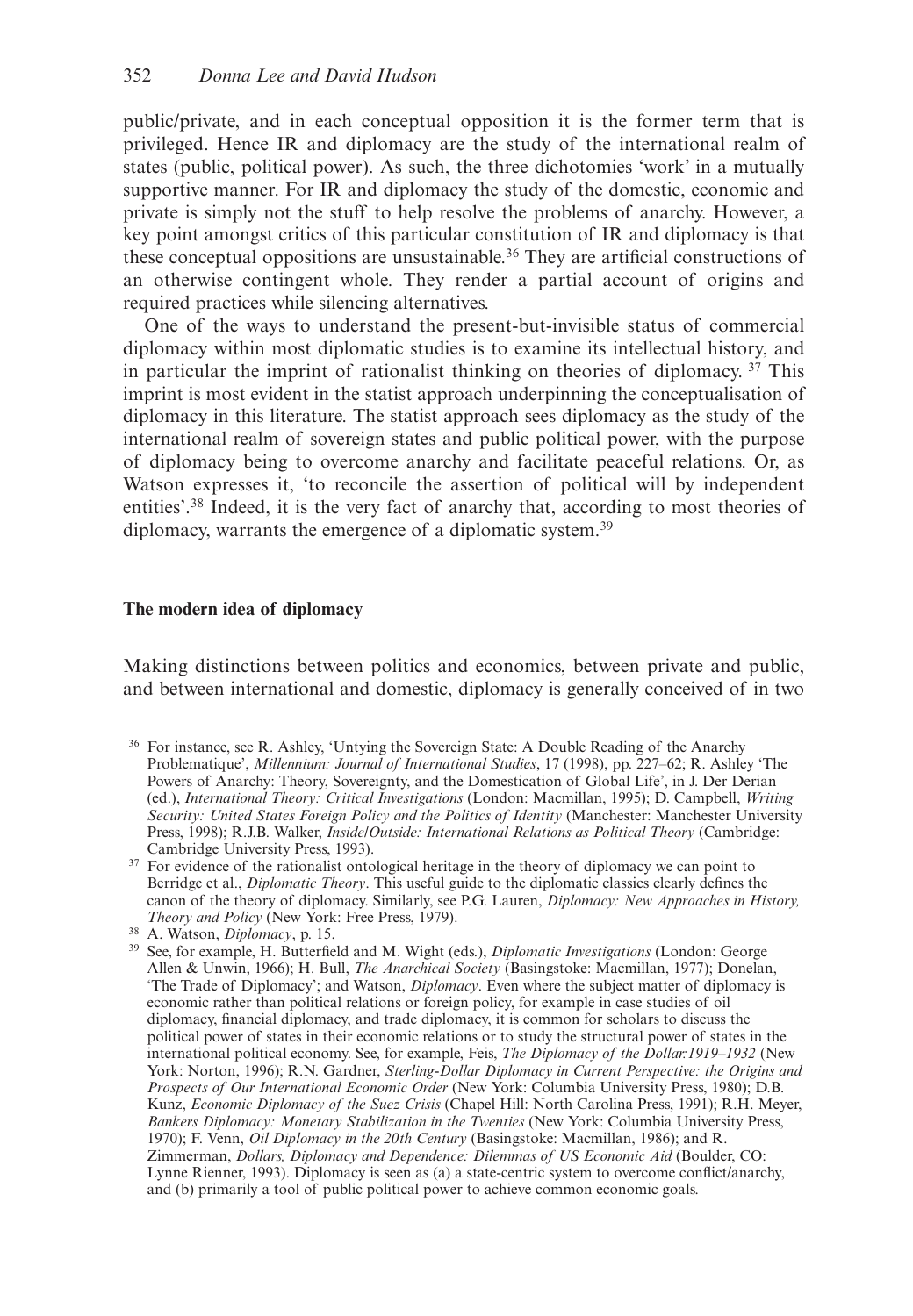public/private, and in each conceptual opposition it is the former term that is privileged. Hence IR and diplomacy are the study of the international realm of states (public, political power). As such, the three dichotomies 'work' in a mutually supportive manner. For IR and diplomacy the study of the domestic, economic and private is simply not the stuff to help resolve the problems of anarchy. However, a key point amongst critics of this particular constitution of IR and diplomacy is that these conceptual oppositions are unsustainable.[36] They are artificial constructions of an otherwise contingent whole. They render a partial account of origins and required practices while silencing alternatives.

One of the ways to understand the present-but-invisible status of commercial diplomacy within most diplomatic studies is to examine its intellectual history, and in particular the imprint of rationalist thinking on theories of diplomacy.[37] This imprint is most evident in the statist approach underpinning the conceptualisation of diplomacy in this literature. The statist approach sees diplomacy as the study of the international realm of sovereign states and public political power, with the purpose of diplomacy being to overcome anarchy and facilitate peaceful relations. Or, as Watson expresses it, 'to reconcile the assertion of political will by independent entities'.[38] Indeed, it is the very fact of anarchy that, according to most theories of diplomacy, warrants the emergence of a diplomatic system.[39]

### The modern idea of diplomacy

Making distinctions between politics and economics, between private and public, and between international and domestic, diplomacy is generally conceived of in two

---

[36] For instance, see R. Ashley, 'Untying the Sovereign State: A Double Reading of the Anarchy Problematique', *Millennium: Journal of International Studies*, 17 (1998), pp. 227–62; R. Ashley 'The Powers of Anarchy: Theory, Sovereignty, and the Domestication of Global Life', in J. Der Derian (ed.), *International Theory: Critical Investigations* (London: Macmillan, 1995); D. Campbell, *Writing Security: United States Foreign Policy and the Politics of Identity* (Manchester: Manchester University Press, 1998); R.J.B. Walker, *Inside/Outside: International Relations as Political Theory* (Cambridge: Cambridge University Press, 1993).

[37] For evidence of the rationalist ontological heritage in the theory of diplomacy we can point to Berridge et al., *Diplomatic Theory*. This useful guide to the diplomatic classics clearly defines the canon of the theory of diplomacy. Similarly, see P.G. Lauren, *Diplomacy: New Approaches in History, Theory and Policy* (New York: Free Press, 1979).

[38] A. Watson, *Diplomacy*, p. 15.

[39] See, for example, H. Butterfield and M. Wight (eds.), *Diplomatic Investigations* (London: George Allen & Unwin, 1966); H. Bull, *The Anarchical Society* (Basingstoke: Macmillan, 1977); Donelan, 'The Trade of Diplomacy'; and Watson, *Diplomacy*. Even where the subject matter of diplomacy is economic rather than political relations or foreign policy, for example in case studies of oil diplomacy, financial diplomacy, and trade diplomacy, it is common for scholars to discuss the political power of states in their economic relations or to study the structural power of states in the international political economy. See, for example, Feis, *The Diplomacy of the Dollar:1919–1932* (New York: Norton, 1996); R.N. Gardner, *Sterling-Dollar Diplomacy in Current Perspective: the Origins and Prospects of Our International Economic Order* (New York: Columbia University Press, 1980); D.B. Kunz, *Economic Diplomacy of the Suez Crisis* (Chapel Hill: North Carolina Press, 1991); R.H. Meyer, *Bankers Diplomacy: Monetary Stabilization in the Twenties* (New York: Columbia University Press, 1970); F. Venn, *Oil Diplomacy in the 20th Century* (Basingstoke: Macmillan, 1986); and R. Zimmerman, *Dollars, Diplomacy and Dependence: Dilemmas of US Economic Aid* (Boulder, CO: Lynne Rienner, 1993). Diplomacy is seen as (a) a state-centric system to overcome conflict/anarchy, and (b) primarily a tool of public political power to achieve common economic goals.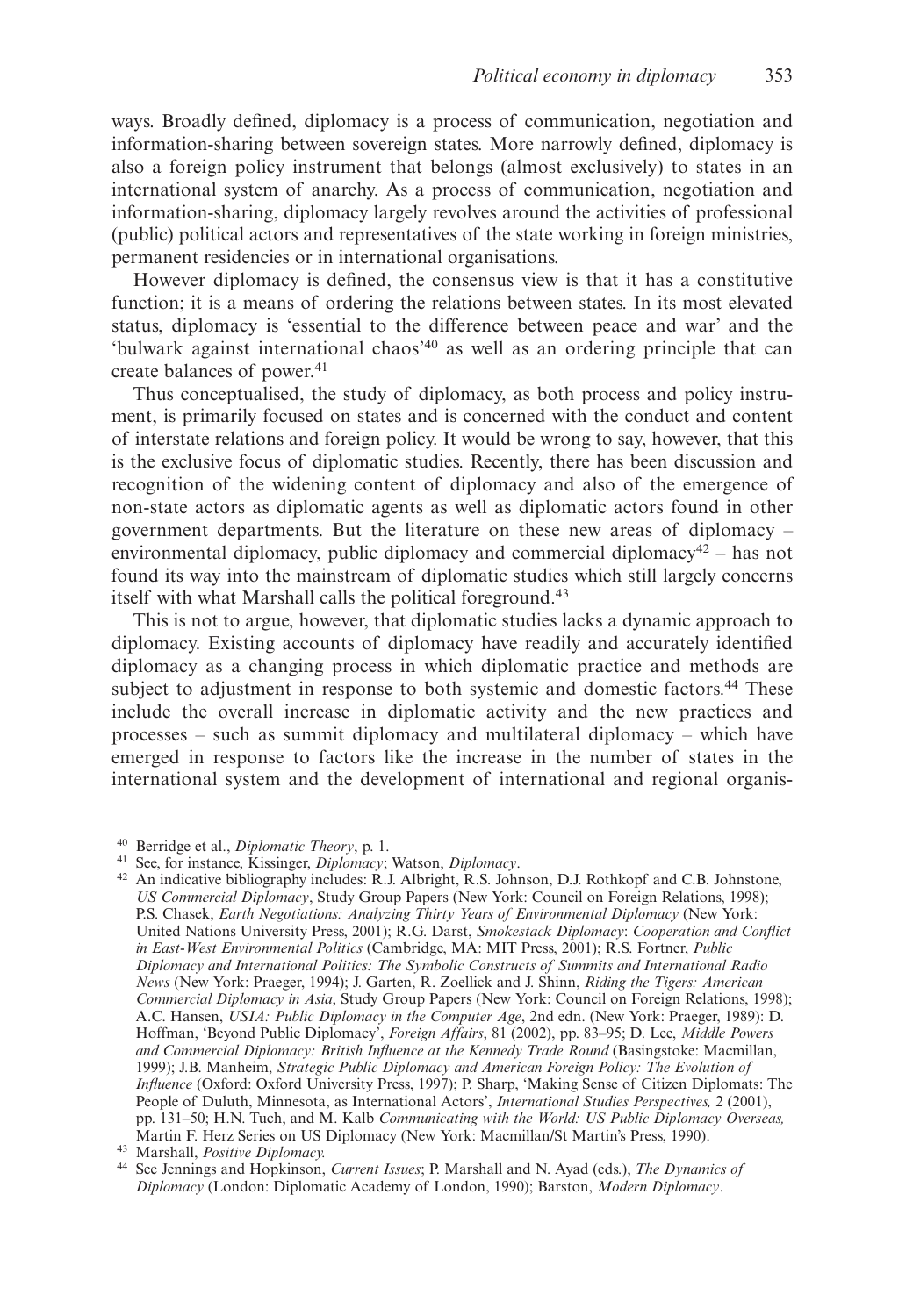ways. Broadly defined, diplomacy is a process of communication, negotiation and information-sharing between sovereign states. More narrowly defined, diplomacy is also a foreign policy instrument that belongs (almost exclusively) to states in an international system of anarchy. As a process of communication, negotiation and information-sharing, diplomacy largely revolves around the activities of professional (public) political actors and representatives of the state working in foreign ministries, permanent residencies or in international organisations.

However diplomacy is defined, the consensus view is that it has a constitutive function; it is a means of ordering the relations between states. In its most elevated status, diplomacy is 'essential to the difference between peace and war' and the 'bulwark against international chaos'[40] as well as an ordering principle that can create balances of power.[41]

Thus conceptualised, the study of diplomacy, as both process and policy instrument, is primarily focused on states and is concerned with the conduct and content of interstate relations and foreign policy. It would be wrong to say, however, that this is the exclusive focus of diplomatic studies. Recently, there has been discussion and recognition of the widening content of diplomacy and also of the emergence of non-state actors as diplomatic agents as well as diplomatic actors found in other government departments. But the literature on these new areas of diplomacy – environmental diplomacy, public diplomacy and commercial diplomacy[42] – has not found its way into the mainstream of diplomatic studies which still largely concerns itself with what Marshall calls the political foreground.[43]

This is not to argue, however, that diplomatic studies lacks a dynamic approach to diplomacy. Existing accounts of diplomacy have readily and accurately identified diplomacy as a changing process in which diplomatic practice and methods are subject to adjustment in response to both systemic and domestic factors.[44] These include the overall increase in diplomatic activity and the new practices and processes – such as summit diplomacy and multilateral diplomacy – which have emerged in response to factors like the increase in the number of states in the international system and the development of international and regional organis-

[40] Berridge et al., *Diplomatic Theory*, p. 1.

[41] See, for instance, Kissinger, *Diplomacy*; Watson, *Diplomacy*.

[42] An indicative bibliography includes: R.J. Albright, R.S. Johnson, D.J. Rothkopf and C.B. Johnstone, *US Commercial Diplomacy*, Study Group Papers (New York: Council on Foreign Relations, 1998); P.S. Chasek, *Earth Negotiations: Analyzing Thirty Years of Environmental Diplomacy* (New York: United Nations University Press, 2001); R.G. Darst, *Smokestack Diplomacy: Cooperation and Conflict in East-West Environmental Politics* (Cambridge, MA: MIT Press, 2001); R.S. Fortner, *Public Diplomacy and International Politics: The Symbolic Constructs of Summits and International Radio News* (New York: Praeger, 1994); J. Garten, R. Zoellick and J. Shinn, *Riding the Tigers: American Commercial Diplomacy in Asia*, Study Group Papers (New York: Council on Foreign Relations, 1998); A.C. Hansen, *USIA: Public Diplomacy in the Computer Age*, 2nd edn. (New York: Praeger, 1989): D. Hoffman, 'Beyond Public Diplomacy', *Foreign Affairs*, 81 (2002), pp. 83–95; D. Lee, *Middle Powers and Commercial Diplomacy: British Influence at the Kennedy Trade Round* (Basingstoke: Macmillan, 1999); J.B. Manheim, *Strategic Public Diplomacy and American Foreign Policy: The Evolution of Influence* (Oxford: Oxford University Press, 1997); P. Sharp, 'Making Sense of Citizen Diplomats: The People of Duluth, Minnesota, as International Actors', *International Studies Perspectives,* 2 (2001), pp. 131–50; H.N. Tuch, and M. Kalb *Communicating with the World: US Public Diplomacy Overseas,* Martin F. Herz Series on US Diplomacy (New York: Macmillan/St Martin's Press, 1990).

[43] Marshall, *Positive Diplomacy.*

[44] See Jennings and Hopkinson, *Current Issues*; P. Marshall and N. Ayad (eds.), *The Dynamics of Diplomacy* (London: Diplomatic Academy of London, 1990); Barston, *Modern Diplomacy*.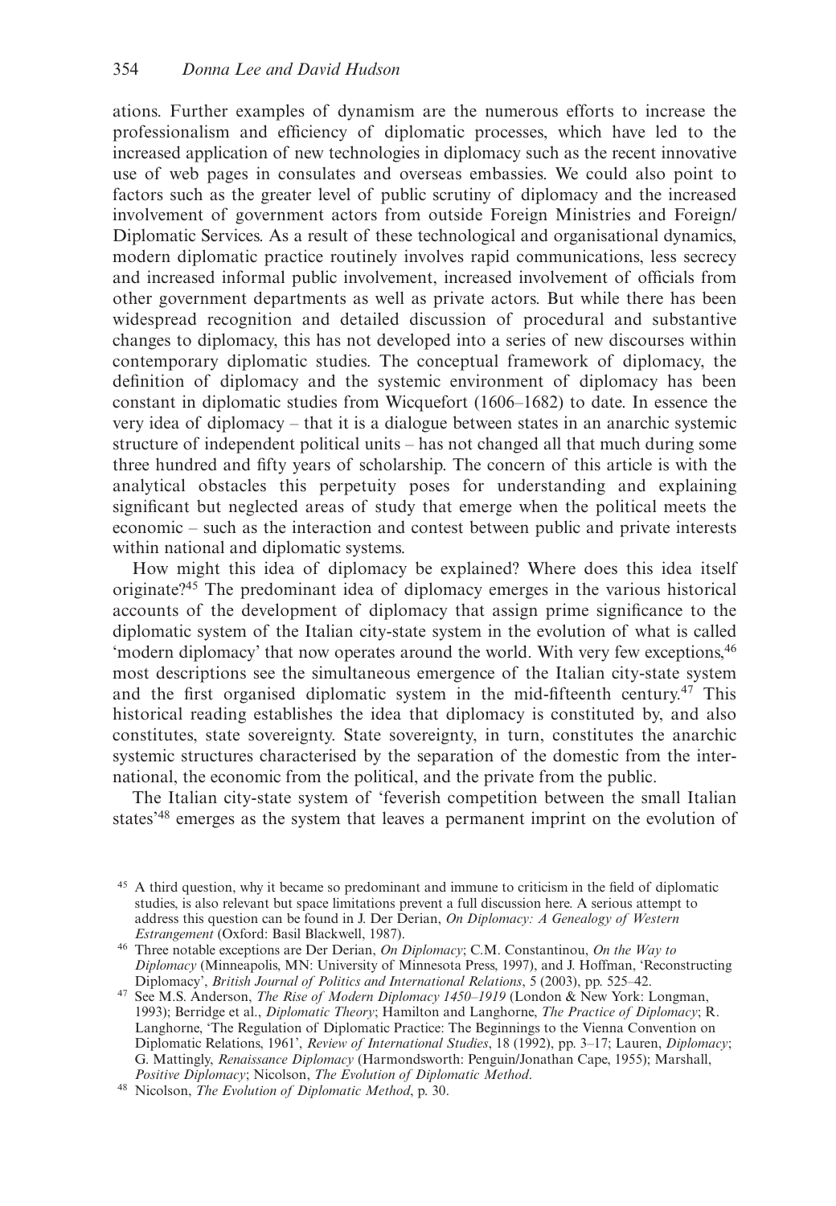ations. Further examples of dynamism are the numerous efforts to increase the professionalism and efficiency of diplomatic processes, which have led to the increased application of new technologies in diplomacy such as the recent innovative use of web pages in consulates and overseas embassies. We could also point to factors such as the greater level of public scrutiny of diplomacy and the increased involvement of government actors from outside Foreign Ministries and Foreign/Diplomatic Services. As a result of these technological and organisational dynamics, modern diplomatic practice routinely involves rapid communications, less secrecy and increased informal public involvement, increased involvement of officials from other government departments as well as private actors. But while there has been widespread recognition and detailed discussion of procedural and substantive changes to diplomacy, this has not developed into a series of new discourses within contemporary diplomatic studies. The conceptual framework of diplomacy, the definition of diplomacy and the systemic environment of diplomacy has been constant in diplomatic studies from Wicquefort (1606–1682) to date. In essence the very idea of diplomacy – that it is a dialogue between states in an anarchic systemic structure of independent political units – has not changed all that much during some three hundred and fifty years of scholarship. The concern of this article is with the analytical obstacles this perpetuity poses for understanding and explaining significant but neglected areas of study that emerge when the political meets the economic – such as the interaction and contest between public and private interests within national and diplomatic systems.

How might this idea of diplomacy be explained? Where does this idea itself originate?[45] The predominant idea of diplomacy emerges in the various historical accounts of the development of diplomacy that assign prime significance to the diplomatic system of the Italian city-state system in the evolution of what is called 'modern diplomacy' that now operates around the world. With very few exceptions,[46] most descriptions see the simultaneous emergence of the Italian city-state system and the first organised diplomatic system in the mid-fifteenth century.[47] This historical reading establishes the idea that diplomacy is constituted by, and also constitutes, state sovereignty. State sovereignty, in turn, constitutes the anarchic systemic structures characterised by the separation of the domestic from the international, the economic from the political, and the private from the public.

The Italian city-state system of 'feverish competition between the small Italian states'[48] emerges as the system that leaves a permanent imprint on the evolution of

[45] A third question, why it became so predominant and immune to criticism in the field of diplomatic studies, is also relevant but space limitations prevent a full discussion here. A serious attempt to address this question can be found in J. Der Derian, *On Diplomacy: A Genealogy of Western Estrangement* (Oxford: Basil Blackwell, 1987).

[46] Three notable exceptions are Der Derian, *On Diplomacy*; C.M. Constantinou, *On the Way to Diplomacy* (Minneapolis, MN: University of Minnesota Press, 1997), and J. Hoffman, 'Reconstructing Diplomacy', *British Journal of Politics and International Relations*, 5 (2003), pp. 525–42.

[47] See M.S. Anderson, *The Rise of Modern Diplomacy 1450–1919* (London & New York: Longman, 1993); Berridge et al., *Diplomatic Theory*; Hamilton and Langhorne, *The Practice of Diplomacy*; R. Langhorne, 'The Regulation of Diplomatic Practice: The Beginnings to the Vienna Convention on Diplomatic Relations, 1961', *Review of International Studies*, 18 (1992), pp. 3–17; Lauren, *Diplomacy*; G. Mattingly, *Renaissance Diplomacy* (Harmondsworth: Penguin/Jonathan Cape, 1955); Marshall, *Positive Diplomacy*; Nicolson, *The Evolution of Diplomatic Method*.

[48] Nicolson, *The Evolution of Diplomatic Method*, p. 30.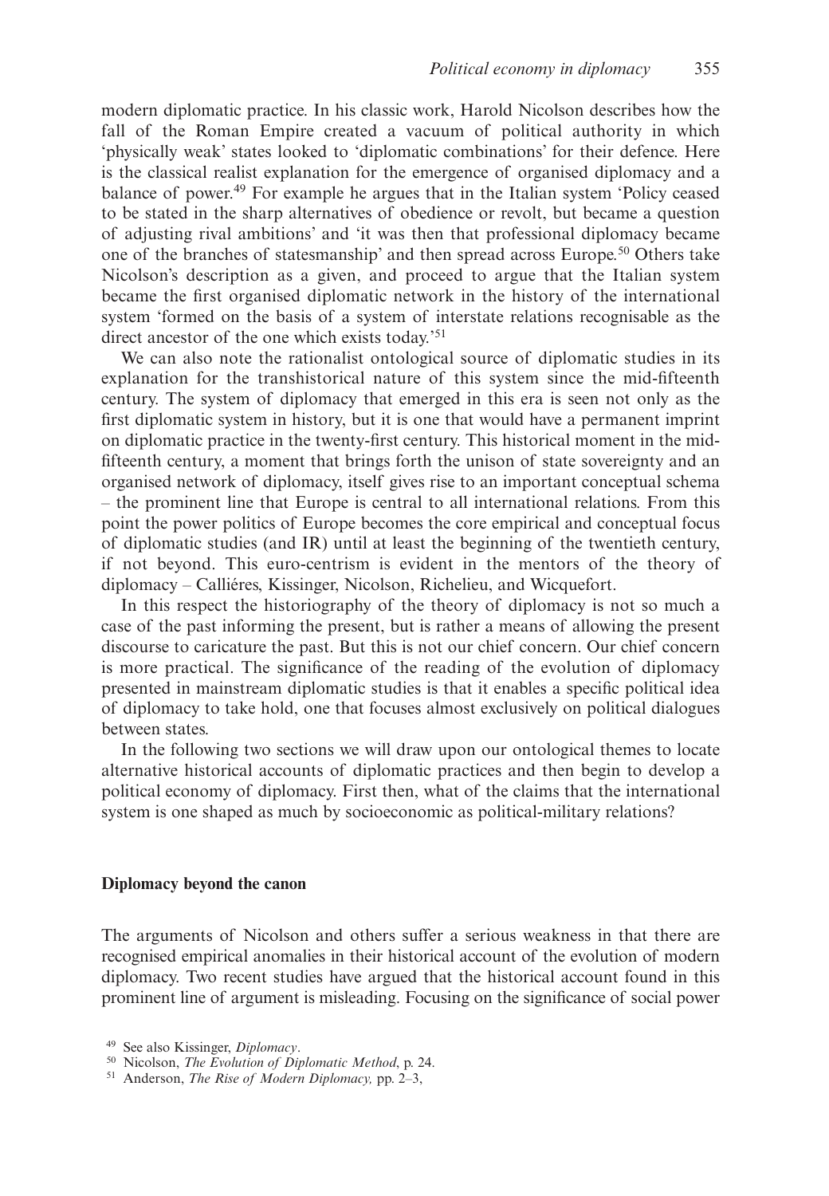modern diplomatic practice. In his classic work, Harold Nicolson describes how the fall of the Roman Empire created a vacuum of political authority in which 'physically weak' states looked to 'diplomatic combinations' for their defence. Here is the classical realist explanation for the emergence of organised diplomacy and a balance of power.[49] For example he argues that in the Italian system 'Policy ceased to be stated in the sharp alternatives of obedience or revolt, but became a question of adjusting rival ambitions' and 'it was then that professional diplomacy became one of the branches of statesmanship' and then spread across Europe.[50] Others take Nicolson's description as a given, and proceed to argue that the Italian system became the first organised diplomatic network in the history of the international system 'formed on the basis of a system of interstate relations recognisable as the direct ancestor of the one which exists today.'[51]

We can also note the rationalist ontological source of diplomatic studies in its explanation for the transhistorical nature of this system since the mid-fifteenth century. The system of diplomacy that emerged in this era is seen not only as the first diplomatic system in history, but it is one that would have a permanent imprint on diplomatic practice in the twenty-first century. This historical moment in the mid-fifteenth century, a moment that brings forth the unison of state sovereignty and an organised network of diplomacy, itself gives rise to an important conceptual schema – the prominent line that Europe is central to all international relations. From this point the power politics of Europe becomes the core empirical and conceptual focus of diplomatic studies (and IR) until at least the beginning of the twentieth century, if not beyond. This euro-centrism is evident in the mentors of the theory of diplomacy – Calliéres, Kissinger, Nicolson, Richelieu, and Wicquefort.

In this respect the historiography of the theory of diplomacy is not so much a case of the past informing the present, but is rather a means of allowing the present discourse to caricature the past. But this is not our chief concern. Our chief concern is more practical. The significance of the reading of the evolution of diplomacy presented in mainstream diplomatic studies is that it enables a specific political idea of diplomacy to take hold, one that focuses almost exclusively on political dialogues between states.

In the following two sections we will draw upon our ontological themes to locate alternative historical accounts of diplomatic practices and then begin to develop a political economy of diplomacy. First then, what of the claims that the international system is one shaped as much by socioeconomic as political-military relations?

## Diplomacy beyond the canon

The arguments of Nicolson and others suffer a serious weakness in that there are recognised empirical anomalies in their historical account of the evolution of modern diplomacy. Two recent studies have argued that the historical account found in this prominent line of argument is misleading. Focusing on the significance of social power

[49] See also Kissinger, *Diplomacy*.

[50] Nicolson, *The Evolution of Diplomatic Method*, p. 24.

[51] Anderson, *The Rise of Modern Diplomacy,* pp. 2–3,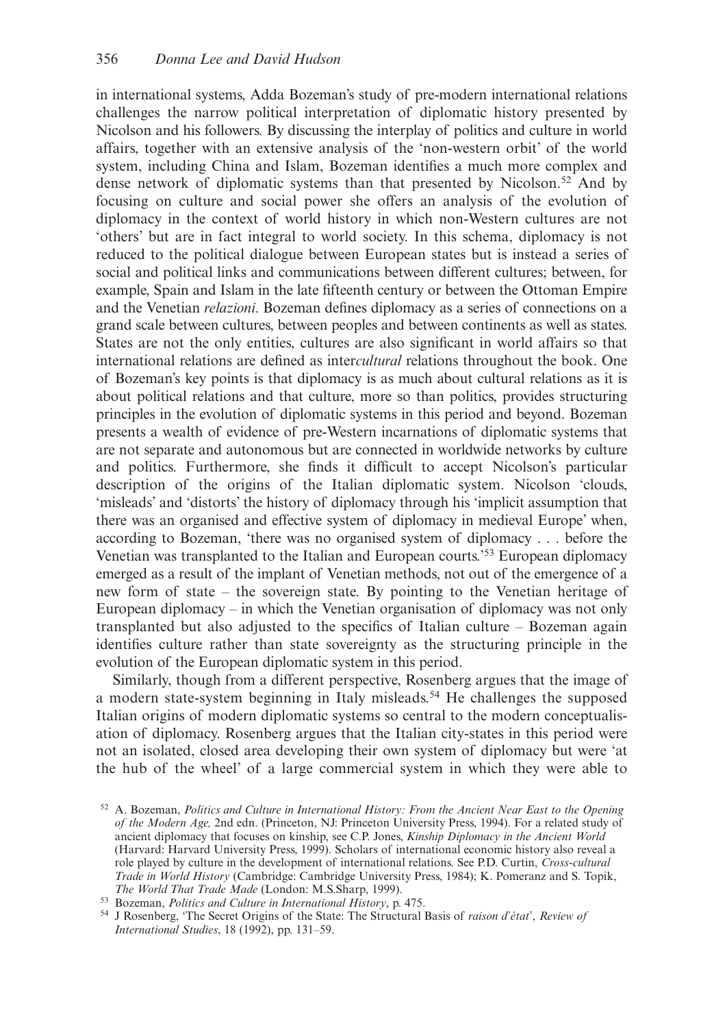in international systems, Adda Bozeman's study of pre-modern international relations challenges the narrow political interpretation of diplomatic history presented by Nicolson and his followers. By discussing the interplay of politics and culture in world affairs, together with an extensive analysis of the 'non-western orbit' of the world system, including China and Islam, Bozeman identifies a much more complex and dense network of diplomatic systems than that presented by Nicolson.[52] And by focusing on culture and social power she offers an analysis of the evolution of diplomacy in the context of world history in which non-Western cultures are not 'others' but are in fact integral to world society. In this schema, diplomacy is not reduced to the political dialogue between European states but is instead a series of social and political links and communications between different cultures; between, for example, Spain and Islam in the late fifteenth century or between the Ottoman Empire and the Venetian *relazioni*. Bozeman defines diplomacy as a series of connections on a grand scale between cultures, between peoples and between continents as well as states. States are not the only entities, cultures are also significant in world affairs so that international relations are defined as inter*cultural* relations throughout the book. One of Bozeman's key points is that diplomacy is as much about cultural relations as it is about political relations and that culture, more so than politics, provides structuring principles in the evolution of diplomatic systems in this period and beyond. Bozeman presents a wealth of evidence of pre-Western incarnations of diplomatic systems that are not separate and autonomous but are connected in worldwide networks by culture and politics. Furthermore, she finds it difficult to accept Nicolson's particular description of the origins of the Italian diplomatic system. Nicolson 'clouds, 'misleads' and 'distorts' the history of diplomacy through his 'implicit assumption that there was an organised and effective system of diplomacy in medieval Europe' when, according to Bozeman, 'there was no organised system of diplomacy . . . before the Venetian was transplanted to the Italian and European courts.'[53] European diplomacy emerged as a result of the implant of Venetian methods, not out of the emergence of a new form of state – the sovereign state. By pointing to the Venetian heritage of European diplomacy – in which the Venetian organisation of diplomacy was not only transplanted but also adjusted to the specifics of Italian culture – Bozeman again identifies culture rather than state sovereignty as the structuring principle in the evolution of the European diplomatic system in this period.

Similarly, though from a different perspective, Rosenberg argues that the image of a modern state-system beginning in Italy misleads.[54] He challenges the supposed Italian origins of modern diplomatic systems so central to the modern conceptualisation of diplomacy. Rosenberg argues that the Italian city-states in this period were not an isolated, closed area developing their own system of diplomacy but were 'at the hub of the wheel' of a large commercial system in which they were able to

[52] A. Bozeman, *Politics and Culture in International History: From the Ancient Near East to the Opening of the Modern Age,* 2nd edn. (Princeton, NJ: Princeton University Press, 1994). For a related study of ancient diplomacy that focuses on kinship, see C.P. Jones, *Kinship Diplomacy in the Ancient World* (Harvard: Harvard University Press, 1999). Scholars of international economic history also reveal a role played by culture in the development of international relations. See P.D. Curtin, *Cross-cultural Trade in World History* (Cambridge: Cambridge University Press, 1984); K. Pomeranz and S. Topik, *The World That Trade Made* (London: M.S.Sharp, 1999).

[53] Bozeman, *Politics and Culture in International History*, p. 475.

[54] J Rosenberg, 'The Secret Origins of the State: The Structural Basis of *raison d'état*', *Review of International Studies*, 18 (1992), pp. 131–59.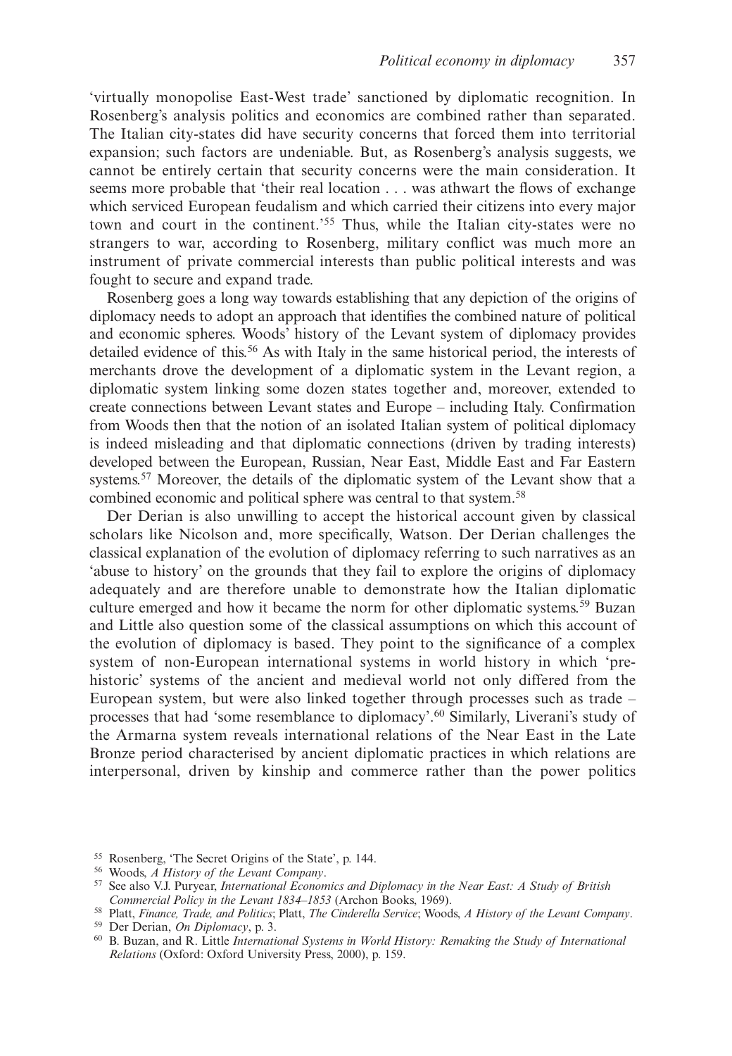'virtually monopolise East-West trade' sanctioned by diplomatic recognition. In Rosenberg's analysis politics and economics are combined rather than separated. The Italian city-states did have security concerns that forced them into territorial expansion; such factors are undeniable. But, as Rosenberg's analysis suggests, we cannot be entirely certain that security concerns were the main consideration. It seems more probable that 'their real location . . . was athwart the flows of exchange which serviced European feudalism and which carried their citizens into every major town and court in the continent.'[55] Thus, while the Italian city-states were no strangers to war, according to Rosenberg, military conflict was much more an instrument of private commercial interests than public political interests and was fought to secure and expand trade.

Rosenberg goes a long way towards establishing that any depiction of the origins of diplomacy needs to adopt an approach that identifies the combined nature of political and economic spheres. Woods' history of the Levant system of diplomacy provides detailed evidence of this.[56] As with Italy in the same historical period, the interests of merchants drove the development of a diplomatic system in the Levant region, a diplomatic system linking some dozen states together and, moreover, extended to create connections between Levant states and Europe – including Italy. Confirmation from Woods then that the notion of an isolated Italian system of political diplomacy is indeed misleading and that diplomatic connections (driven by trading interests) developed between the European, Russian, Near East, Middle East and Far Eastern systems.[57] Moreover, the details of the diplomatic system of the Levant show that a combined economic and political sphere was central to that system.[58]

Der Derian is also unwilling to accept the historical account given by classical scholars like Nicolson and, more specifically, Watson. Der Derian challenges the classical explanation of the evolution of diplomacy referring to such narratives as an 'abuse to history' on the grounds that they fail to explore the origins of diplomacy adequately and are therefore unable to demonstrate how the Italian diplomatic culture emerged and how it became the norm for other diplomatic systems.[59] Buzan and Little also question some of the classical assumptions on which this account of the evolution of diplomacy is based. They point to the significance of a complex system of non-European international systems in world history in which 'pre-historic' systems of the ancient and medieval world not only differed from the European system, but were also linked together through processes such as trade – processes that had 'some resemblance to diplomacy'.[60] Similarly, Liverani's study of the Armarna system reveals international relations of the Near East in the Late Bronze period characterised by ancient diplomatic practices in which relations are interpersonal, driven by kinship and commerce rather than the power politics

[55] Rosenberg, 'The Secret Origins of the State', p. 144.

[56] Woods, *A History of the Levant Company*.

[57] See also V.J. Puryear, *International Economics and Diplomacy in the Near East: A Study of British Commercial Policy in the Levant 1834–1853* (Archon Books, 1969).

[58] Platt, *Finance, Trade, and Politics*; Platt, *The Cinderella Service*; Woods, *A History of the Levant Company*.

[59] Der Derian, *On Diplomacy*, p. 3.

[60] B. Buzan, and R. Little *International Systems in World History: Remaking the Study of International Relations* (Oxford: Oxford University Press, 2000), p. 159.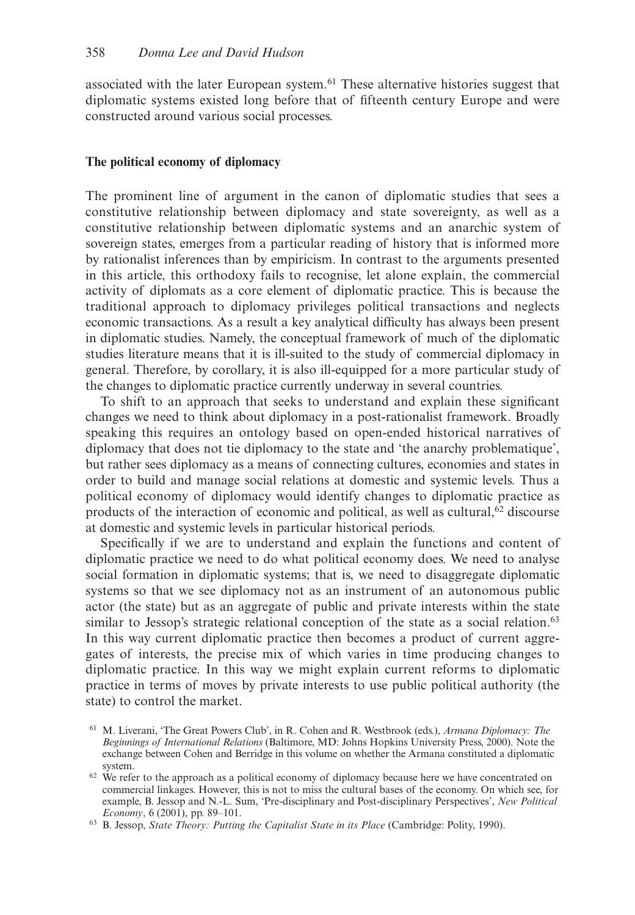associated with the later European system.[61] These alternative histories suggest that diplomatic systems existed long before that of fifteenth century Europe and were constructed around various social processes.

### The political economy of diplomacy

The prominent line of argument in the canon of diplomatic studies that sees a constitutive relationship between diplomacy and state sovereignty, as well as a constitutive relationship between diplomatic systems and an anarchic system of sovereign states, emerges from a particular reading of history that is informed more by rationalist inferences than by empiricism. In contrast to the arguments presented in this article, this orthodoxy fails to recognise, let alone explain, the commercial activity of diplomats as a core element of diplomatic practice. This is because the traditional approach to diplomacy privileges political transactions and neglects economic transactions. As a result a key analytical difficulty has always been present in diplomatic studies. Namely, the conceptual framework of much of the diplomatic studies literature means that it is ill-suited to the study of commercial diplomacy in general. Therefore, by corollary, it is also ill-equipped for a more particular study of the changes to diplomatic practice currently underway in several countries.

To shift to an approach that seeks to understand and explain these significant changes we need to think about diplomacy in a post-rationalist framework. Broadly speaking this requires an ontology based on open-ended historical narratives of diplomacy that does not tie diplomacy to the state and 'the anarchy problematique', but rather sees diplomacy as a means of connecting cultures, economies and states in order to build and manage social relations at domestic and systemic levels. Thus a political economy of diplomacy would identify changes to diplomatic practice as products of the interaction of economic and political, as well as cultural,[62] discourse at domestic and systemic levels in particular historical periods.

Specifically if we are to understand and explain the functions and content of diplomatic practice we need to do what political economy does. We need to analyse social formation in diplomatic systems; that is, we need to disaggregate diplomatic systems so that we see diplomacy not as an instrument of an autonomous public actor (the state) but as an aggregate of public and private interests within the state similar to Jessop's strategic relational conception of the state as a social relation.[63] In this way current diplomatic practice then becomes a product of current aggregates of interests, the precise mix of which varies in time producing changes to diplomatic practice. In this way we might explain current reforms to diplomatic practice in terms of moves by private interests to use public political authority (the state) to control the market.

[61] M. Liverani, 'The Great Powers Club', in R. Cohen and R. Westbrook (eds.), *Armana Diplomacy: The Beginnings of International Relations* (Baltimore, MD: Johns Hopkins University Press, 2000). Note the exchange between Cohen and Berridge in this volume on whether the Armana constituted a diplomatic system.

[62] We refer to the approach as a political economy of diplomacy because here we have concentrated on commercial linkages. However, this is not to miss the cultural bases of the economy. On which see, for example, B. Jessop and N.-L. Sum, 'Pre-disciplinary and Post-disciplinary Perspectives', *New Political Economy*, 6 (2001), pp. 89–101.

[63] B. Jessop, *State Theory: Putting the Capitalist State in its Place* (Cambridge: Polity, 1990).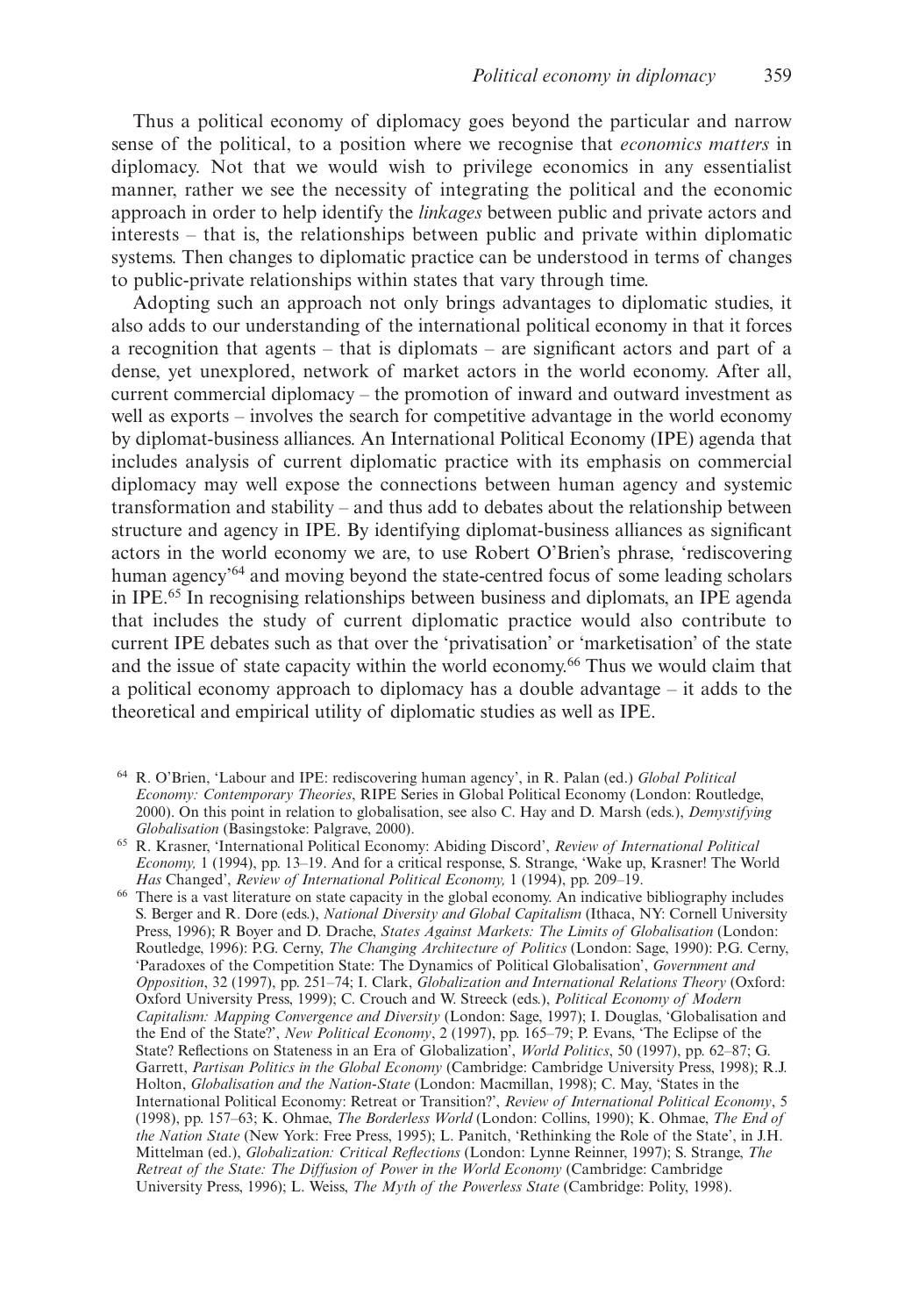Thus a political economy of diplomacy goes beyond the particular and narrow sense of the political, to a position where we recognise that *economics matters* in diplomacy. Not that we would wish to privilege economics in any essentialist manner, rather we see the necessity of integrating the political and the economic approach in order to help identify the *linkages* between public and private actors and interests – that is, the relationships between public and private within diplomatic systems. Then changes to diplomatic practice can be understood in terms of changes to public-private relationships within states that vary through time.

Adopting such an approach not only brings advantages to diplomatic studies, it also adds to our understanding of the international political economy in that it forces a recognition that agents – that is diplomats – are significant actors and part of a dense, yet unexplored, network of market actors in the world economy. After all, current commercial diplomacy – the promotion of inward and outward investment as well as exports – involves the search for competitive advantage in the world economy by diplomat-business alliances. An International Political Economy (IPE) agenda that includes analysis of current diplomatic practice with its emphasis on commercial diplomacy may well expose the connections between human agency and systemic transformation and stability – and thus add to debates about the relationship between structure and agency in IPE. By identifying diplomat-business alliances as significant actors in the world economy we are, to use Robert O'Brien's phrase, 'rediscovering human agency'[64] and moving beyond the state-centred focus of some leading scholars in IPE.[65] In recognising relationships between business and diplomats, an IPE agenda that includes the study of current diplomatic practice would also contribute to current IPE debates such as that over the 'privatisation' or 'marketisation' of the state and the issue of state capacity within the world economy.[66] Thus we would claim that a political economy approach to diplomacy has a double advantage – it adds to the theoretical and empirical utility of diplomatic studies as well as IPE.

[64] R. O'Brien, 'Labour and IPE: rediscovering human agency', in R. Palan (ed.) *Global Political Economy: Contemporary Theories*, RIPE Series in Global Political Economy (London: Routledge, 2000). On this point in relation to globalisation, see also C. Hay and D. Marsh (eds.), *Demystifying Globalisation* (Basingstoke: Palgrave, 2000).

[65] R. Krasner, 'International Political Economy: Abiding Discord', *Review of International Political Economy,* 1 (1994), pp. 13–19. And for a critical response, S. Strange, 'Wake up, Krasner! The World *Has* Changed', *Review of International Political Economy,* 1 (1994), pp. 209–19.

[66] There is a vast literature on state capacity in the global economy. An indicative bibliography includes S. Berger and R. Dore (eds.), *National Diversity and Global Capitalism* (Ithaca, NY: Cornell University Press, 1996); R Boyer and D. Drache, *States Against Markets: The Limits of Globalisation* (London: Routledge, 1996): P.G. Cerny, *The Changing Architecture of Politics* (London: Sage, 1990): P.G. Cerny, 'Paradoxes of the Competition State: The Dynamics of Political Globalisation', *Government and Opposition*, 32 (1997), pp. 251–74; I. Clark, *Globalization and International Relations Theory* (Oxford: Oxford University Press, 1999); C. Crouch and W. Streeck (eds.), *Political Economy of Modern Capitalism: Mapping Convergence and Diversity* (London: Sage, 1997); I. Douglas, 'Globalisation and the End of the State?', *New Political Economy*, 2 (1997), pp. 165–79; P. Evans, 'The Eclipse of the State? Reflections on Stateness in an Era of Globalization', *World Politics*, 50 (1997), pp. 62–87; G. Garrett, *Partisan Politics in the Global Economy* (Cambridge: Cambridge University Press, 1998); R.J. Holton, *Globalisation and the Nation-State* (London: Macmillan, 1998); C. May, 'States in the International Political Economy: Retreat or Transition?', *Review of International Political Economy*, 5 (1998), pp. 157–63; K. Ohmae, *The Borderless World* (London: Collins, 1990); K. Ohmae, *The End of the Nation State* (New York: Free Press, 1995); L. Panitch, 'Rethinking the Role of the State', in J.H. Mittelman (ed.), *Globalization: Critical Reflections* (London: Lynne Reinner, 1997); S. Strange, *The Retreat of the State: The Diffusion of Power in the World Economy* (Cambridge: Cambridge University Press, 1996); L. Weiss, *The Myth of the Powerless State* (Cambridge: Polity, 1998).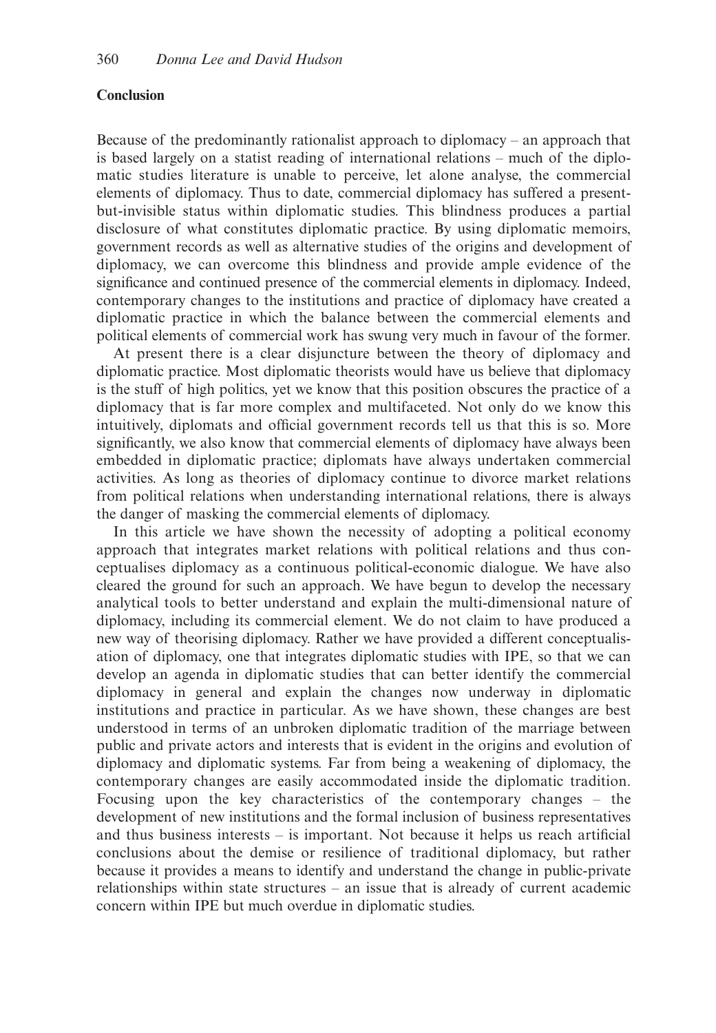## Conclusion

Because of the predominantly rationalist approach to diplomacy – an approach that is based largely on a statist reading of international relations – much of the diplomatic studies literature is unable to perceive, let alone analyse, the commercial elements of diplomacy. Thus to date, commercial diplomacy has suffered a present-but-invisible status within diplomatic studies. This blindness produces a partial disclosure of what constitutes diplomatic practice. By using diplomatic memoirs, government records as well as alternative studies of the origins and development of diplomacy, we can overcome this blindness and provide ample evidence of the significance and continued presence of the commercial elements in diplomacy. Indeed, contemporary changes to the institutions and practice of diplomacy have created a diplomatic practice in which the balance between the commercial elements and political elements of commercial work has swung very much in favour of the former.

At present there is a clear disjuncture between the theory of diplomacy and diplomatic practice. Most diplomatic theorists would have us believe that diplomacy is the stuff of high politics, yet we know that this position obscures the practice of a diplomacy that is far more complex and multifaceted. Not only do we know this intuitively, diplomats and official government records tell us that this is so. More significantly, we also know that commercial elements of diplomacy have always been embedded in diplomatic practice; diplomats have always undertaken commercial activities. As long as theories of diplomacy continue to divorce market relations from political relations when understanding international relations, there is always the danger of masking the commercial elements of diplomacy.

In this article we have shown the necessity of adopting a political economy approach that integrates market relations with political relations and thus conceptualises diplomacy as a continuous political-economic dialogue. We have also cleared the ground for such an approach. We have begun to develop the necessary analytical tools to better understand and explain the multi-dimensional nature of diplomacy, including its commercial element. We do not claim to have produced a new way of theorising diplomacy. Rather we have provided a different conceptualisation of diplomacy, one that integrates diplomatic studies with IPE, so that we can develop an agenda in diplomatic studies that can better identify the commercial diplomacy in general and explain the changes now underway in diplomatic institutions and practice in particular. As we have shown, these changes are best understood in terms of an unbroken diplomatic tradition of the marriage between public and private actors and interests that is evident in the origins and evolution of diplomacy and diplomatic systems. Far from being a weakening of diplomacy, the contemporary changes are easily accommodated inside the diplomatic tradition. Focusing upon the key characteristics of the contemporary changes – the development of new institutions and the formal inclusion of business representatives and thus business interests – is important. Not because it helps us reach artificial conclusions about the demise or resilience of traditional diplomacy, but rather because it provides a means to identify and understand the change in public-private relationships within state structures – an issue that is already of current academic concern within IPE but much overdue in diplomatic studies.